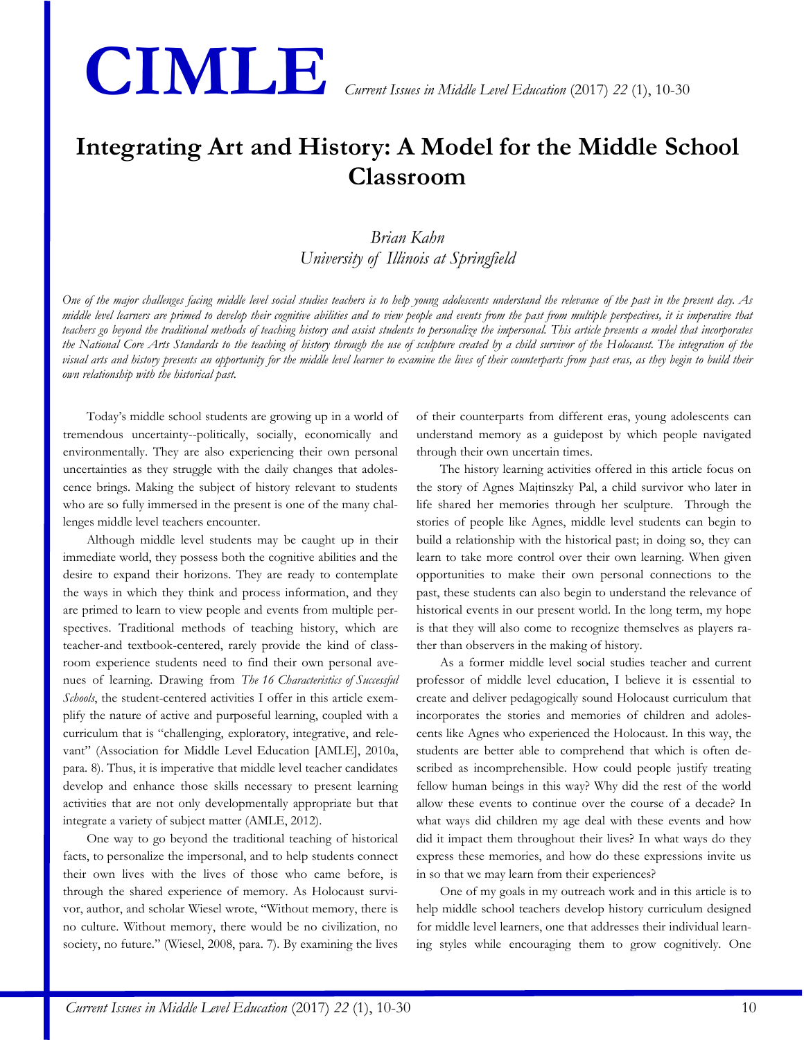# Integrating Art and History: A Model for the Middle School Classroom

*Brian Kahn*
*University of Illinois at Springfield*

*One of the major challenges facing middle level social studies teachers is to help young adolescents understand the relevance of the past in the present day. As middle level learners are primed to develop their cognitive abilities and to view people and events from the past from multiple perspectives, it is imperative that teachers go beyond the traditional methods of teaching history and assist students to personalize the impersonal. This article presents a model that incorporates the National Core Arts Standards to the teaching of history through the use of sculpture created by a child survivor of the Holocaust. The integration of the visual arts and history presents an opportunity for the middle level learner to examine the lives of their counterparts from past eras, as they begin to build their own relationship with the historical past.*

Today's middle school students are growing up in a world of tremendous uncertainty--politically, socially, economically and environmentally. They are also experiencing their own personal uncertainties as they struggle with the daily changes that adolescence brings. Making the subject of history relevant to students who are so fully immersed in the present is one of the many challenges middle level teachers encounter.

Although middle level students may be caught up in their immediate world, they possess both the cognitive abilities and the desire to expand their horizons. They are ready to contemplate the ways in which they think and process information, and they are primed to learn to view people and events from multiple perspectives. Traditional methods of teaching history, which are teacher-and textbook-centered, rarely provide the kind of classroom experience students need to find their own personal avenues of learning. Drawing from *The 16 Characteristics of Successful Schools*, the student-centered activities I offer in this article exemplify the nature of active and purposeful learning, coupled with a curriculum that is "challenging, exploratory, integrative, and relevant" (Association for Middle Level Education [AMLE], 2010a, para. 8). Thus, it is imperative that middle level teacher candidates develop and enhance those skills necessary to present learning activities that are not only developmentally appropriate but that integrate a variety of subject matter (AMLE, 2012).

One way to go beyond the traditional teaching of historical facts, to personalize the impersonal, and to help students connect their own lives with the lives of those who came before, is through the shared experience of memory. As Holocaust survivor, author, and scholar Wiesel wrote, "Without memory, there is no culture. Without memory, there would be no civilization, no society, no future." (Wiesel, 2008, para. 7). By examining the lives of their counterparts from different eras, young adolescents can understand memory as a guidepost by which people navigated through their own uncertain times.

The history learning activities offered in this article focus on the story of Agnes Majtinszky Pal, a child survivor who later in life shared her memories through her sculpture. Through the stories of people like Agnes, middle level students can begin to build a relationship with the historical past; in doing so, they can learn to take more control over their own learning. When given opportunities to make their own personal connections to the past, these students can also begin to understand the relevance of historical events in our present world. In the long term, my hope is that they will also come to recognize themselves as players rather than observers in the making of history.

As a former middle level social studies teacher and current professor of middle level education, I believe it is essential to create and deliver pedagogically sound Holocaust curriculum that incorporates the stories and memories of children and adolescents like Agnes who experienced the Holocaust. In this way, the students are better able to comprehend that which is often described as incomprehensible. How could people justify treating fellow human beings in this way? Why did the rest of the world allow these events to continue over the course of a decade? In what ways did children my age deal with these events and how did it impact them throughout their lives? In what ways do they express these memories, and how do these expressions invite us in so that we may learn from their experiences?

One of my goals in my outreach work and in this article is to help middle school teachers develop history curriculum designed for middle level learners, one that addresses their individual learning styles while encouraging them to grow cognitively. One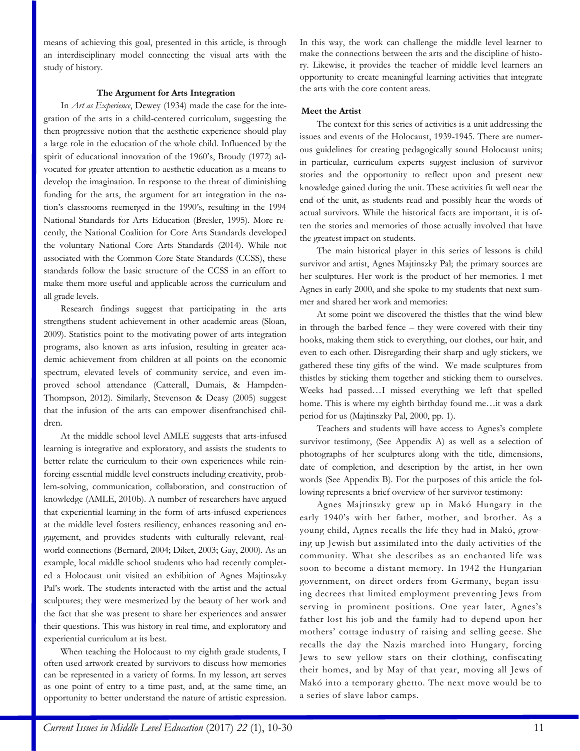means of achieving this goal, presented in this article, is through an interdisciplinary model connecting the visual arts with the study of history.

### The Argument for Arts Integration

In *Art as Experience*, Dewey (1934) made the case for the integration of the arts in a child-centered curriculum, suggesting the then progressive notion that the aesthetic experience should play a large role in the education of the whole child. Influenced by the spirit of educational innovation of the 1960's, Broudy (1972) advocated for greater attention to aesthetic education as a means to develop the imagination. In response to the threat of diminishing funding for the arts, the argument for art integration in the nation's classrooms reemerged in the 1990's, resulting in the 1994 National Standards for Arts Education (Bresler, 1995). More recently, the National Coalition for Core Arts Standards developed the voluntary National Core Arts Standards (2014). While not associated with the Common Core State Standards (CCSS), these standards follow the basic structure of the CCSS in an effort to make them more useful and applicable across the curriculum and all grade levels.

Research findings suggest that participating in the arts strengthens student achievement in other academic areas (Sloan, 2009). Statistics point to the motivating power of arts integration programs, also known as arts infusion, resulting in greater academic achievement from children at all points on the economic spectrum, elevated levels of community service, and even improved school attendance (Catterall, Dumais, & Hampden-Thompson, 2012). Similarly, Stevenson & Deasy (2005) suggest that the infusion of the arts can empower disenfranchised children.

At the middle school level AMLE suggests that arts-infused learning is integrative and exploratory, and assists the students to better relate the curriculum to their own experiences while reinforcing essential middle level constructs including creativity, problem-solving, communication, collaboration, and construction of knowledge (AMLE, 2010b). A number of researchers have argued that experiential learning in the form of arts-infused experiences at the middle level fosters resiliency, enhances reasoning and engagement, and provides students with culturally relevant, real-world connections (Bernard, 2004; Diket, 2003; Gay, 2000). As an example, local middle school students who had recently completed a Holocaust unit visited an exhibition of Agnes Majtinszky Pal's work. The students interacted with the artist and the actual sculptures; they were mesmerized by the beauty of her work and the fact that she was present to share her experiences and answer their questions. This was history in real time, and exploratory and experiential curriculum at its best.

When teaching the Holocaust to my eighth grade students, I often used artwork created by survivors to discuss how memories can be represented in a variety of forms. In my lesson, art serves as one point of entry to a time past, and, at the same time, an opportunity to better understand the nature of artistic expression. In this way, the work can challenge the middle level learner to make the connections between the arts and the discipline of history. Likewise, it provides the teacher of middle level learners an opportunity to create meaningful learning activities that integrate the arts with the core content areas.

### Meet the Artist

The context for this series of activities is a unit addressing the issues and events of the Holocaust, 1939-1945. There are numerous guidelines for creating pedagogically sound Holocaust units; in particular, curriculum experts suggest inclusion of survivor stories and the opportunity to reflect upon and present new knowledge gained during the unit. These activities fit well near the end of the unit, as students read and possibly hear the words of actual survivors. While the historical facts are important, it is often the stories and memories of those actually involved that have the greatest impact on students.

The main historical player in this series of lessons is child survivor and artist, Agnes Majtinszky Pal; the primary sources are her sculptures. Her work is the product of her memories. I met Agnes in early 2000, and she spoke to my students that next summer and shared her work and memories:

At some point we discovered the thistles that the wind blew in through the barbed fence – they were covered with their tiny hooks, making them stick to everything, our clothes, our hair, and even to each other. Disregarding their sharp and ugly stickers, we gathered these tiny gifts of the wind. We made sculptures from thistles by sticking them together and sticking them to ourselves. Weeks had passed…I missed everything we left that spelled home. This is where my eighth birthday found me…it was a dark period for us (Majtinszky Pal, 2000, pp. 1).

Teachers and students will have access to Agnes's complete survivor testimony, (See Appendix A) as well as a selection of photographs of her sculptures along with the title, dimensions, date of completion, and description by the artist, in her own words (See Appendix B). For the purposes of this article the following represents a brief overview of her survivor testimony:

Agnes Majtinszky grew up in Makó Hungary in the early 1940's with her father, mother, and brother. As a young child, Agnes recalls the life they had in Makó, growing up Jewish but assimilated into the daily activities of the community. What she describes as an enchanted life was soon to become a distant memory. In 1942 the Hungarian government, on direct orders from Germany, began issuing decrees that limited employment preventing Jews from serving in prominent positions. One year later, Agnes's father lost his job and the family had to depend upon her mothers' cottage industry of raising and selling geese. She recalls the day the Nazis marched into Hungary, forcing Jews to sew yellow stars on their clothing, confiscating their homes, and by May of that year, moving all Jews of Makó into a temporary ghetto. The next move would be to a series of slave labor camps.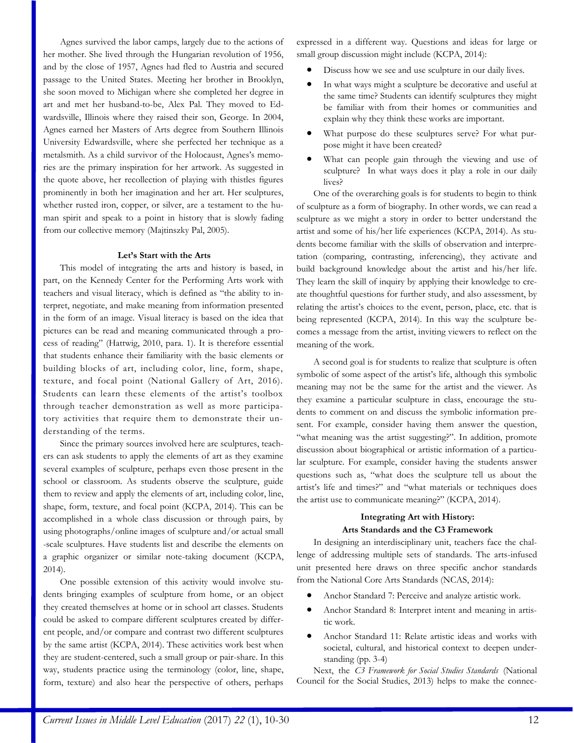Agnes survived the labor camps, largely due to the actions of her mother. She lived through the Hungarian revolution of 1956, and by the close of 1957, Agnes had fled to Austria and secured passage to the United States. Meeting her brother in Brooklyn, she soon moved to Michigan where she completed her degree in art and met her husband-to-be, Alex Pal. They moved to Edwardsville, Illinois where they raised their son, George. In 2004, Agnes earned her Masters of Arts degree from Southern Illinois University Edwardsville, where she perfected her technique as a metalsmith. As a child survivor of the Holocaust, Agnes's memories are the primary inspiration for her artwork. As suggested in the quote above, her recollection of playing with thistles figures prominently in both her imagination and her art. Her sculptures, whether rusted iron, copper, or silver, are a testament to the human spirit and speak to a point in history that is slowly fading from our collective memory (Majtinszky Pal, 2005).

**Let's Start with the Arts**

This model of integrating the arts and history is based, in part, on the Kennedy Center for the Performing Arts work with teachers and visual literacy, which is defined as "the ability to interpret, negotiate, and make meaning from information presented in the form of an image. Visual literacy is based on the idea that pictures can be read and meaning communicated through a process of reading" (Hattwig, 2010, para. 1). It is therefore essential that students enhance their familiarity with the basic elements or building blocks of art, including color, line, form, shape, texture, and focal point (National Gallery of Art, 2016). Students can learn these elements of the artist's toolbox through teacher demonstration as well as more participatory activities that require them to demonstrate their understanding of the terms.

Since the primary sources involved here are sculptures, teachers can ask students to apply the elements of art as they examine several examples of sculpture, perhaps even those present in the school or classroom. As students observe the sculpture, guide them to review and apply the elements of art, including color, line, shape, form, texture, and focal point (KCPA, 2014). This can be accomplished in a whole class discussion or through pairs, by using photographs/online images of sculpture and/or actual small -scale sculptures. Have students list and describe the elements on a graphic organizer or similar note-taking document (KCPA, 2014).

One possible extension of this activity would involve students bringing examples of sculpture from home, or an object they created themselves at home or in school art classes. Students could be asked to compare different sculptures created by different people, and/or compare and contrast two different sculptures by the same artist (KCPA, 2014). These activities work best when they are student-centered, such a small group or pair-share. In this way, students practice using the terminology (color, line, shape, form, texture) and also hear the perspective of others, perhaps expressed in a different way. Questions and ideas for large or small group discussion might include (KCPA, 2014):

- Discuss how we see and use sculpture in our daily lives.
- In what ways might a sculpture be decorative and useful at the same time? Students can identify sculptures they might be familiar with from their homes or communities and explain why they think these works are important.
- What purpose do these sculptures serve? For what purpose might it have been created?
- What can people gain through the viewing and use of sculpture? In what ways does it play a role in our daily lives?

One of the overarching goals is for students to begin to think of sculpture as a form of biography. In other words, we can read a sculpture as we might a story in order to better understand the artist and some of his/her life experiences (KCPA, 2014). As students become familiar with the skills of observation and interpretation (comparing, contrasting, inferencing), they activate and build background knowledge about the artist and his/her life. They learn the skill of inquiry by applying their knowledge to create thoughtful questions for further study, and also assessment, by relating the artist's choices to the event, person, place, etc. that is being represented (KCPA, 2014). In this way the sculpture becomes a message from the artist, inviting viewers to reflect on the meaning of the work.

A second goal is for students to realize that sculpture is often symbolic of some aspect of the artist's life, although this symbolic meaning may not be the same for the artist and the viewer. As they examine a particular sculpture in class, encourage the students to comment on and discuss the symbolic information present. For example, consider having them answer the question, "what meaning was the artist suggesting?". In addition, promote discussion about biographical or artistic information of a particular sculpture. For example, consider having the students answer questions such as, "what does the sculpture tell us about the artist's life and times?" and "what materials or techniques does the artist use to communicate meaning?" (KCPA, 2014).

**Integrating Art with History: Arts Standards and the C3 Framework**

In designing an interdisciplinary unit, teachers face the challenge of addressing multiple sets of standards. The arts-infused unit presented here draws on three specific anchor standards from the National Core Arts Standards (NCAS, 2014):

- Anchor Standard 7: Perceive and analyze artistic work.
- Anchor Standard 8: Interpret intent and meaning in artistic work.
- Anchor Standard 11: Relate artistic ideas and works with societal, cultural, and historical context to deepen understanding (pp. 3-4)

Next, the *C3 Framework for Social Studies Standards* (National Council for the Social Studies, 2013) helps to make the connec-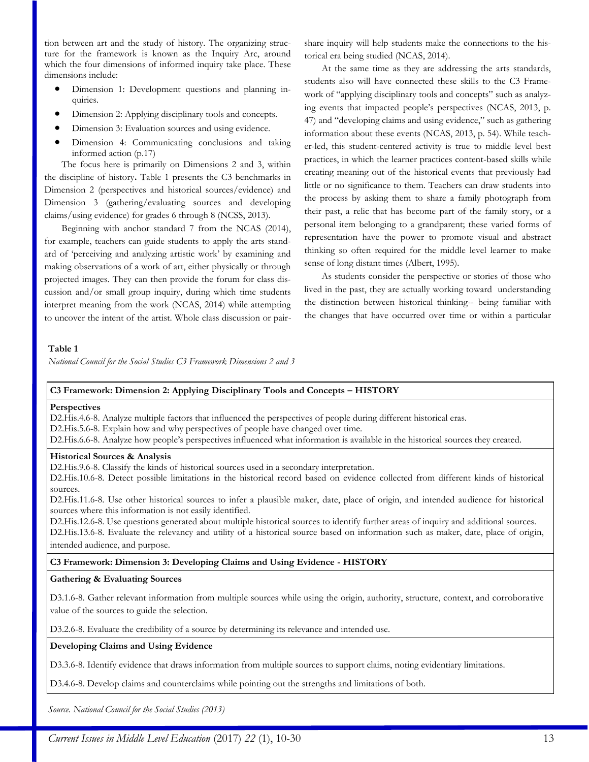tion between art and the study of history. The organizing structure for the framework is known as the Inquiry Arc, around which the four dimensions of informed inquiry take place. These dimensions include:

- Dimension 1: Development questions and planning inquiries.
- Dimension 2: Applying disciplinary tools and concepts.
- Dimension 3: Evaluation sources and using evidence.
- Dimension 4: Communicating conclusions and taking informed action (p.17)

The focus here is primarily on Dimensions 2 and 3, within the discipline of history**.** Table 1 presents the C3 benchmarks in Dimension 2 (perspectives and historical sources/evidence) and Dimension 3 (gathering/evaluating sources and developing claims/using evidence) for grades 6 through 8 (NCSS, 2013).

Beginning with anchor standard 7 from the NCAS (2014), for example, teachers can guide students to apply the arts standard of 'perceiving and analyzing artistic work' by examining and making observations of a work of art, either physically or through projected images. They can then provide the forum for class discussion and/or small group inquiry, during which time students interpret meaning from the work (NCAS, 2014) while attempting to uncover the intent of the artist. Whole class discussion or pair-share inquiry will help students make the connections to the historical era being studied (NCAS, 2014).

At the same time as they are addressing the arts standards, students also will have connected these skills to the C3 Framework of "applying disciplinary tools and concepts" such as analyzing events that impacted people's perspectives (NCAS, 2013, p. 47) and "developing claims and using evidence," such as gathering information about these events (NCAS, 2013, p. 54). While teacher-led, this student-centered activity is true to middle level best practices, in which the learner practices content-based skills while creating meaning out of the historical events that previously had little or no significance to them. Teachers can draw students into the process by asking them to share a family photograph from their past, a relic that has become part of the family story, or a personal item belonging to a grandparent; these varied forms of representation have the power to promote visual and abstract thinking so often required for the middle level learner to make sense of long distant times (Albert, 1995).

As students consider the perspective or stories of those who lived in the past, they are actually working toward understanding the distinction between historical thinking-- being familiar with the changes that have occurred over time or within a particular

**Table 1**

*National Council for the Social Studies C3 Framework Dimensions 2 and 3*

| **C3 Framework: Dimension 2: Applying Disciplinary Tools and Concepts – HISTORY** |
|---|
| **Perspectives**<br>D2.His.4.6-8. Analyze multiple factors that influenced the perspectives of people during different historical eras.<br>D2.His.5.6-8. Explain how and why perspectives of people have changed over time.<br>D2.His.6.6-8. Analyze how people's perspectives influenced what information is available in the historical sources they created. |
| **Historical Sources & Analysis**<br>D2.His.9.6-8. Classify the kinds of historical sources used in a secondary interpretation.<br>D2.His.10.6-8. Detect possible limitations in the historical record based on evidence collected from different kinds of historical sources.<br>D2.His.11.6-8. Use other historical sources to infer a plausible maker, date, place of origin, and intended audience for historical sources where this information is not easily identified.<br>D2.His.12.6-8. Use questions generated about multiple historical sources to identify further areas of inquiry and additional sources.<br>D2.His.13.6-8. Evaluate the relevancy and utility of a historical source based on information such as maker, date, place of origin, intended audience, and purpose. |
| **C3 Framework: Dimension 3: Developing Claims and Using Evidence - HISTORY** |
| **Gathering & Evaluating Sources**<br>D3.1.6-8. Gather relevant information from multiple sources while using the origin, authority, structure, context, and corroborative value of the sources to guide the selection.<br>D3.2.6-8. Evaluate the credibility of a source by determining its relevance and intended use. |
| **Developing Claims and Using Evidence**<br>D3.3.6-8. Identify evidence that draws information from multiple sources to support claims, noting evidentiary limitations.<br>D3.4.6-8. Develop claims and counterclaims while pointing out the strengths and limitations of both. |

*Source. National Council for the Social Studies (2013)*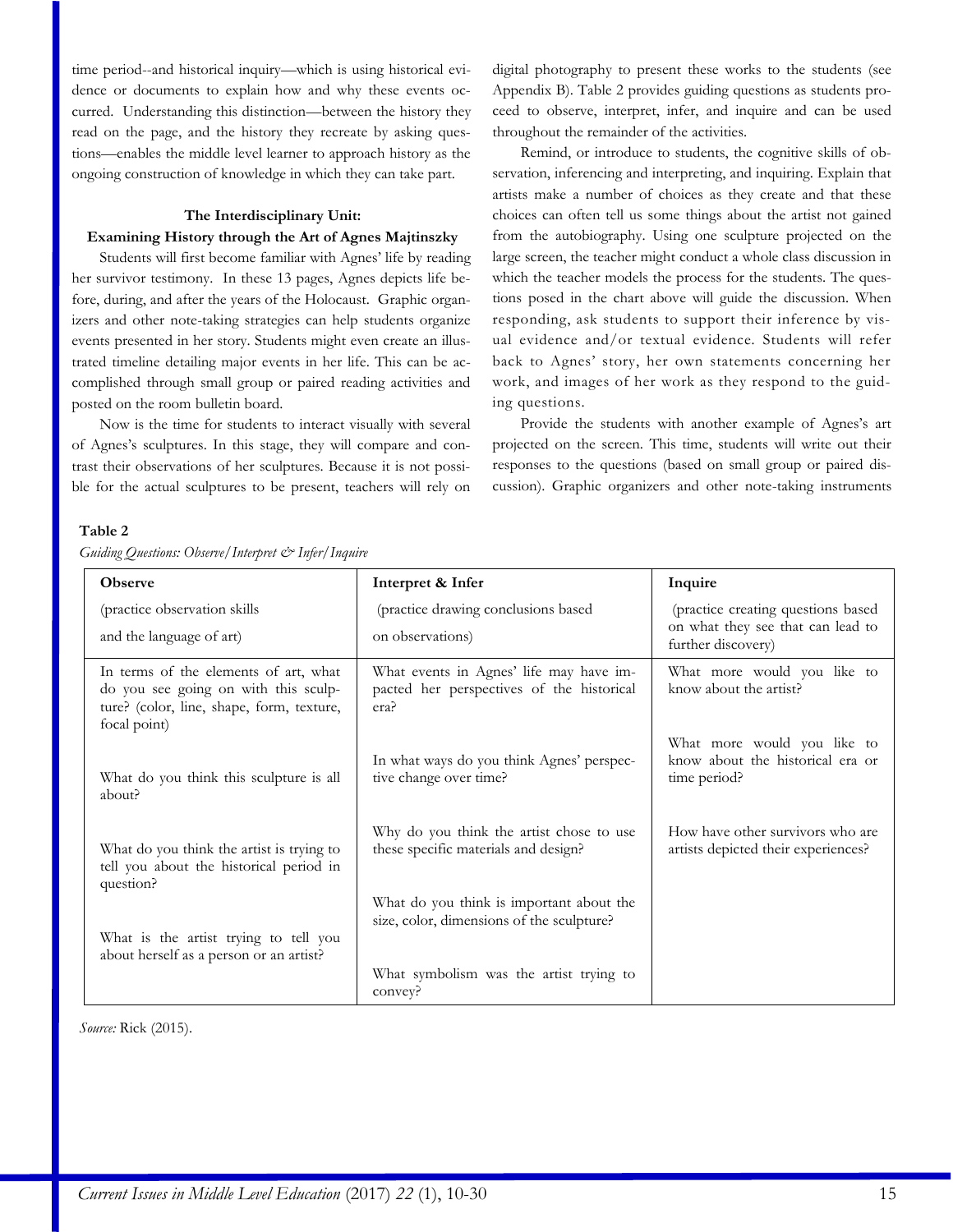time period--and historical inquiry—which is using historical evidence or documents to explain how and why these events occurred. Understanding this distinction—between the history they read on the page, and the history they recreate by asking questions—enables the middle level learner to approach history as the ongoing construction of knowledge in which they can take part.

### The Interdisciplinary Unit: Examining History through the Art of Agnes Majtinszky

Students will first become familiar with Agnes' life by reading her survivor testimony. In these 13 pages, Agnes depicts life before, during, and after the years of the Holocaust. Graphic organizers and other note-taking strategies can help students organize events presented in her story. Students might even create an illustrated timeline detailing major events in her life. This can be accomplished through small group or paired reading activities and posted on the room bulletin board.

Now is the time for students to interact visually with several of Agnes's sculptures. In this stage, they will compare and contrast their observations of her sculptures. Because it is not possible for the actual sculptures to be present, teachers will rely on digital photography to present these works to the students (see Appendix B). Table 2 provides guiding questions as students proceed to observe, interpret, infer, and inquire and can be used throughout the remainder of the activities.

Remind, or introduce to students, the cognitive skills of observation, inferencing and interpreting, and inquiring. Explain that artists make a number of choices as they create and that these choices can often tell us some things about the artist not gained from the autobiography. Using one sculpture projected on the large screen, the teacher might conduct a whole class discussion in which the teacher models the process for the students. The questions posed in the chart above will guide the discussion. When responding, ask students to support their inference by visual evidence and/or textual evidence. Students will refer back to Agnes' story, her own statements concerning her work, and images of her work as they respond to the guiding questions.

Provide the students with another example of Agnes's art projected on the screen. This time, students will write out their responses to the questions (based on small group or paired discussion). Graphic organizers and other note-taking instruments

**Table 2**

*Guiding Questions: Observe/Interpret & Infer/Inquire*

| **Observe** (practice observation skills and the language of art) | **Interpret & Infer** (practice drawing conclusions based on observations) | **Inquire** (practice creating questions based on what they see that can lead to further discovery) |
|---|---|---|
| In terms of the elements of art, what do you see going on with this sculpture? (color, line, shape, form, texture, focal point) | What events in Agnes' life may have impacted her perspectives of the historical era? | What more would you like to know about the artist? |
| What do you think this sculpture is all about? | In what ways do you think Agnes' perspective change over time? | What more would you like to know about the historical era or time period? |
| What do you think the artist is trying to tell you about the historical period in question? | Why do you think the artist chose to use these specific materials and design? | How have other survivors who are artists depicted their experiences? |
| What is the artist trying to tell you about herself as a person or an artist? | What do you think is important about the size, color, dimensions of the sculpture? | |
| | What symbolism was the artist trying to convey? | |

*Source:* Rick (2015).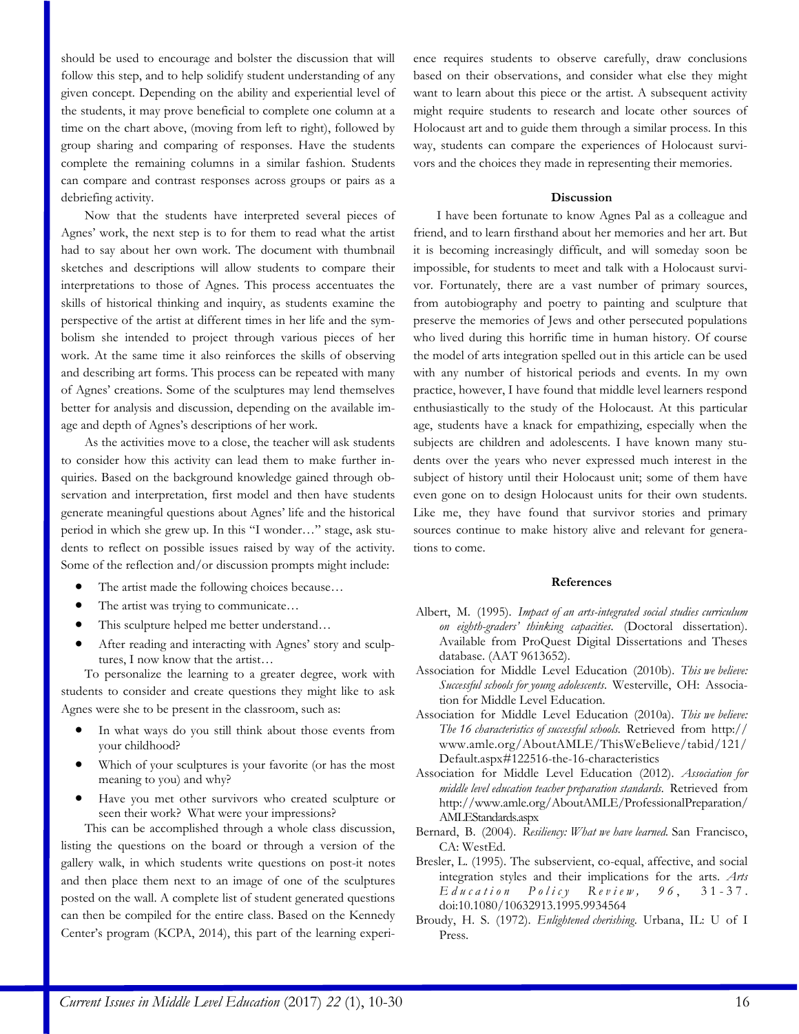should be used to encourage and bolster the discussion that will follow this step, and to help solidify student understanding of any given concept. Depending on the ability and experiential level of the students, it may prove beneficial to complete one column at a time on the chart above, (moving from left to right), followed by group sharing and comparing of responses. Have the students complete the remaining columns in a similar fashion. Students can compare and contrast responses across groups or pairs as a debriefing activity.

Now that the students have interpreted several pieces of Agnes' work, the next step is to for them to read what the artist had to say about her own work. The document with thumbnail sketches and descriptions will allow students to compare their interpretations to those of Agnes. This process accentuates the skills of historical thinking and inquiry, as students examine the perspective of the artist at different times in her life and the symbolism she intended to project through various pieces of her work. At the same time it also reinforces the skills of observing and describing art forms. This process can be repeated with many of Agnes' creations. Some of the sculptures may lend themselves better for analysis and discussion, depending on the available image and depth of Agnes's descriptions of her work.

As the activities move to a close, the teacher will ask students to consider how this activity can lead them to make further inquiries. Based on the background knowledge gained through observation and interpretation, first model and then have students generate meaningful questions about Agnes' life and the historical period in which she grew up. In this "I wonder…" stage, ask students to reflect on possible issues raised by way of the activity. Some of the reflection and/or discussion prompts might include:

- The artist made the following choices because…
- The artist was trying to communicate…
- This sculpture helped me better understand…
- After reading and interacting with Agnes' story and sculptures, I now know that the artist…

To personalize the learning to a greater degree, work with students to consider and create questions they might like to ask Agnes were she to be present in the classroom, such as:

- In what ways do you still think about those events from your childhood?
- Which of your sculptures is your favorite (or has the most meaning to you) and why?
- Have you met other survivors who created sculpture or seen their work? What were your impressions?

This can be accomplished through a whole class discussion, listing the questions on the board or through a version of the gallery walk, in which students write questions on post-it notes and then place them next to an image of one of the sculptures posted on the wall. A complete list of student generated questions can then be compiled for the entire class. Based on the Kennedy Center's program (KCPA, 2014), this part of the learning experience requires students to observe carefully, draw conclusions based on their observations, and consider what else they might want to learn about this piece or the artist. A subsequent activity might require students to research and locate other sources of Holocaust art and to guide them through a similar process. In this way, students can compare the experiences of Holocaust survivors and the choices they made in representing their memories.

## Discussion

I have been fortunate to know Agnes Pal as a colleague and friend, and to learn firsthand about her memories and her art. But it is becoming increasingly difficult, and will someday soon be impossible, for students to meet and talk with a Holocaust survivor. Fortunately, there are a vast number of primary sources, from autobiography and poetry to painting and sculpture that preserve the memories of Jews and other persecuted populations who lived during this horrific time in human history. Of course the model of arts integration spelled out in this article can be used with any number of historical periods and events. In my own practice, however, I have found that middle level learners respond enthusiastically to the study of the Holocaust. At this particular age, students have a knack for empathizing, especially when the subjects are children and adolescents. I have known many students over the years who never expressed much interest in the subject of history until their Holocaust unit; some of them have even gone on to design Holocaust units for their own students. Like me, they have found that survivor stories and primary sources continue to make history alive and relevant for generations to come.

## References

Albert, M. (1995). *Impact of an arts-integrated social studies curriculum on eighth-graders' thinking capacities*. (Doctoral dissertation). Available from ProQuest Digital Dissertations and Theses database. (AAT 9613652).

Association for Middle Level Education (2010b). *This we believe: Successful schools for young adolescents*. Westerville, OH: Association for Middle Level Education.

Association for Middle Level Education (2010a). *This we believe: The 16 characteristics of successful schools.* Retrieved from http://www.amle.org/AboutAMLE/ThisWeBelieve/tabid/121/Default.aspx#122516-the-16-characteristics

Association for Middle Level Education (2012). *Association for middle level education teacher preparation standards*. Retrieved from http://www.amle.org/AboutAMLE/ProfessionalPreparation/AMLEStandards.aspx

Bernard, B. (2004). *Resiliency: What we have learned.* San Francisco, CA: WestEd.

Bresler, L. (1995). The subservient, co-equal, affective, and social integration styles and their implications for the arts. *Arts Education Policy Review, 96*, 31-37. doi:10.1080/10632913.1995.9934564

Broudy, H. S. (1972). *Enlightened cherishing.* Urbana, IL: U of I Press.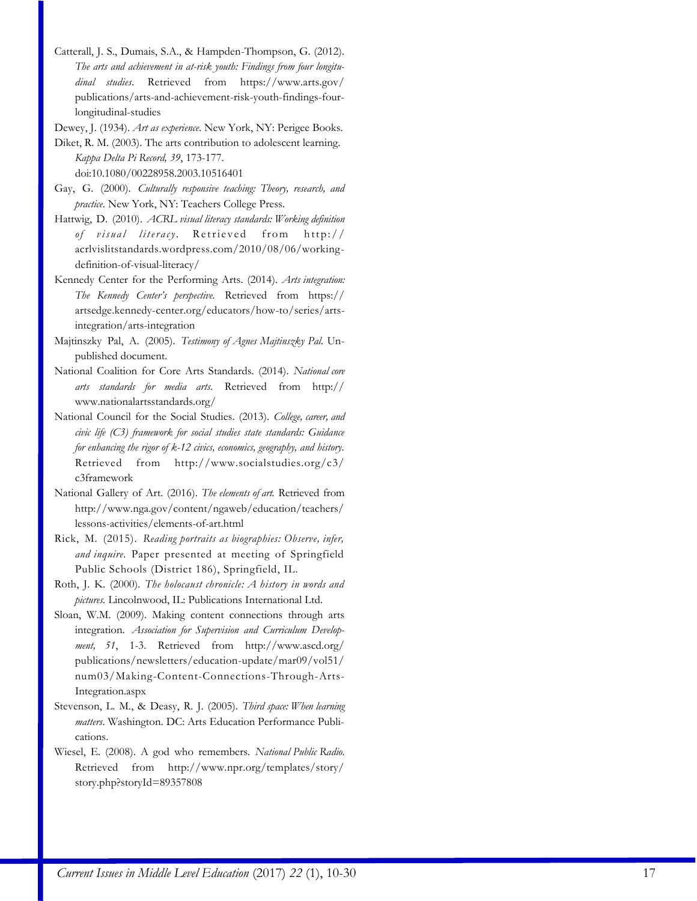Catterall, J. S., Dumais, S.A., & Hampden-Thompson, G. (2012). *The arts and achievement in at-risk youth: Findings from four longitudinal studies*. Retrieved from https://www.arts.gov/publications/arts-and-achievement-risk-youth-findings-four-longitudinal-studies

Dewey, J. (1934). *Art as experience*. New York, NY: Perigee Books.

Diket, R. M. (2003). The arts contribution to adolescent learning. *Kappa Delta Pi Record, 39*, 173-177. doi:10.1080/00228958.2003.10516401

Gay, G. (2000). *Culturally responsive teaching: Theory, research, and practice*. New York, NY: Teachers College Press.

Hattwig, D. (2010). *ACRL visual literacy standards: Working definition of visual literacy*. Retrieved from http://acrlvislitstandards.wordpress.com/2010/08/06/working-definition-of-visual-literacy/

Kennedy Center for the Performing Arts. (2014). *Arts integration: The Kennedy Center's perspective*. Retrieved from https://artsedge.kennedy-center.org/educators/how-to/series/arts-integration/arts-integration

Majtinszky Pal, A. (2005). *Testimony of Agnes Majtinszky Pal*. Unpublished document.

National Coalition for Core Arts Standards. (2014). *National core arts standards for media arts*. Retrieved from http://www.nationalartsstandards.org/

National Council for the Social Studies. (2013). *College, career, and civic life (C3) framework for social studies state standards: Guidance for enhancing the rigor of k-12 civics, economics, geography, and history*. Retrieved from http://www.socialstudies.org/c3/c3framework

National Gallery of Art. (2016). *The elements of art*. Retrieved from http://www.nga.gov/content/ngaweb/education/teachers/lessons-activities/elements-of-art.html

Rick, M. (2015). *Reading portraits as biographies: Observe, infer, and inquire*. Paper presented at meeting of Springfield Public Schools (District 186), Springfield, IL.

Roth, J. K. (2000). *The holocaust chronicle: A history in words and pictures*. Lincolnwood, IL: Publications International Ltd.

Sloan, W.M. (2009). Making content connections through arts integration. *Association for Supervision and Curriculum Development, 51*, 1-3. Retrieved from http://www.ascd.org/publications/newsletters/education-update/mar09/vol51/num03/Making-Content-Connections-Through-Arts-Integration.aspx

Stevenson, L. M., & Deasy, R. J. (2005). *Third space: When learning matters*. Washington. DC: Arts Education Performance Publications.

Wiesel, E. (2008). A god who remembers. *National Public Radio*. Retrieved from http://www.npr.org/templates/story/story.php?storyId=89357808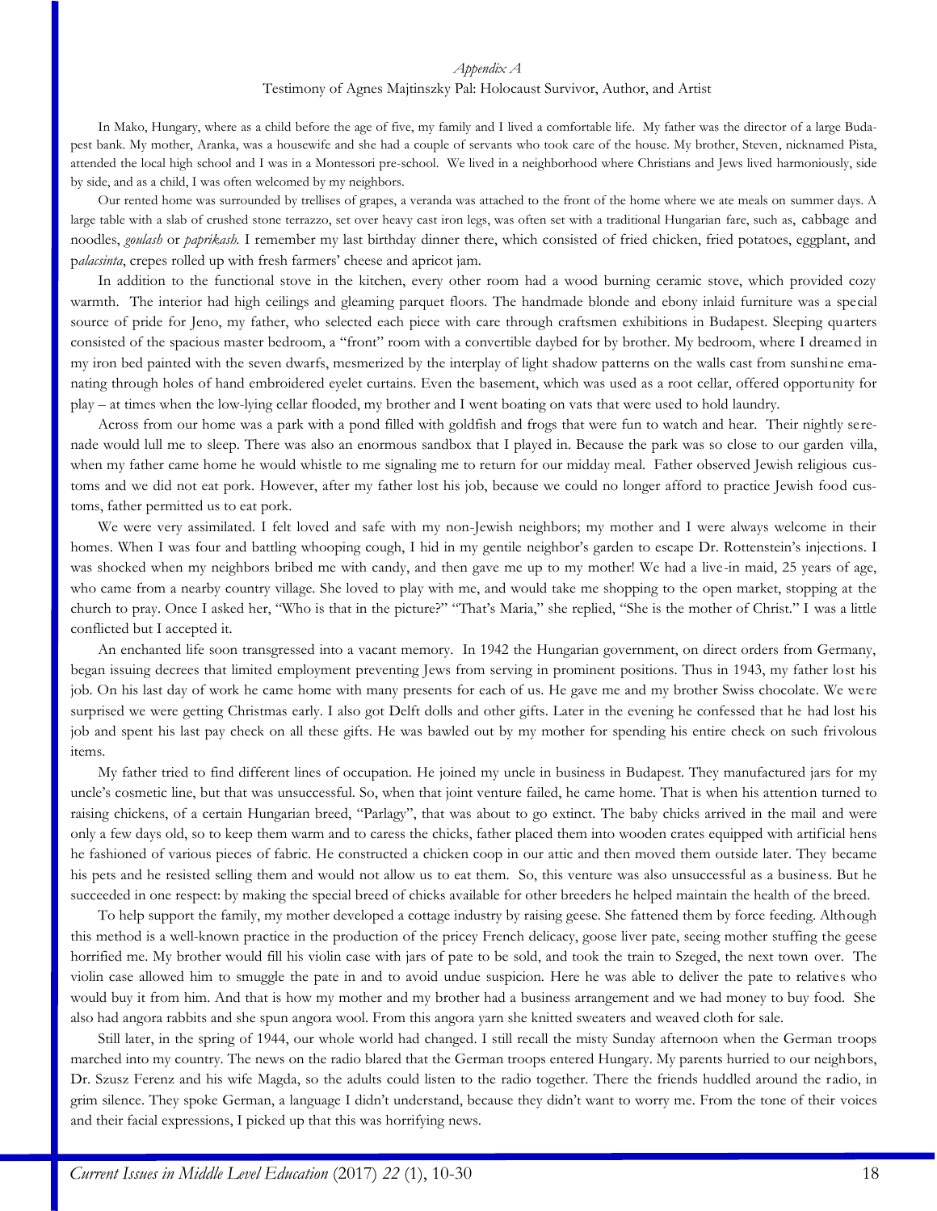*Appendix A*

Testimony of Agnes Majtinszky Pal: Holocaust Survivor, Author, and Artist

In Mako, Hungary, where as a child before the age of five, my family and I lived a comfortable life. My father was the director of a large Budapest bank. My mother, Aranka, was a housewife and she had a couple of servants who took care of the house. My brother, Steven, nicknamed Pista, attended the local high school and I was in a Montessori pre-school. We lived in a neighborhood where Christians and Jews lived harmoniously, side by side, and as a child, I was often welcomed by my neighbors.

Our rented home was surrounded by trellises of grapes, a veranda was attached to the front of the home where we ate meals on summer days. A large table with a slab of crushed stone terrazzo, set over heavy cast iron legs, was often set with a traditional Hungarian fare, such as, cabbage and noodles, *goulash* or *paprikash.* I remember my last birthday dinner there, which consisted of fried chicken, fried potatoes, eggplant, and p*alacsinta*, crepes rolled up with fresh farmers' cheese and apricot jam.

In addition to the functional stove in the kitchen, every other room had a wood burning ceramic stove, which provided cozy warmth. The interior had high ceilings and gleaming parquet floors. The handmade blonde and ebony inlaid furniture was a special source of pride for Jeno, my father, who selected each piece with care through craftsmen exhibitions in Budapest. Sleeping quarters consisted of the spacious master bedroom, a "front" room with a convertible daybed for by brother. My bedroom, where I dreamed in my iron bed painted with the seven dwarfs, mesmerized by the interplay of light shadow patterns on the walls cast from sunshine emanating through holes of hand embroidered eyelet curtains. Even the basement, which was used as a root cellar, offered opportunity for play – at times when the low-lying cellar flooded, my brother and I went boating on vats that were used to hold laundry.

Across from our home was a park with a pond filled with goldfish and frogs that were fun to watch and hear. Their nightly serenade would lull me to sleep. There was also an enormous sandbox that I played in. Because the park was so close to our garden villa, when my father came home he would whistle to me signaling me to return for our midday meal. Father observed Jewish religious customs and we did not eat pork. However, after my father lost his job, because we could no longer afford to practice Jewish food customs, father permitted us to eat pork.

We were very assimilated. I felt loved and safe with my non-Jewish neighbors; my mother and I were always welcome in their homes. When I was four and battling whooping cough, I hid in my gentile neighbor's garden to escape Dr. Rottenstein's injections. I was shocked when my neighbors bribed me with candy, and then gave me up to my mother! We had a live-in maid, 25 years of age, who came from a nearby country village. She loved to play with me, and would take me shopping to the open market, stopping at the church to pray. Once I asked her, "Who is that in the picture?" "That's Maria," she replied, "She is the mother of Christ." I was a little conflicted but I accepted it.

An enchanted life soon transgressed into a vacant memory. In 1942 the Hungarian government, on direct orders from Germany, began issuing decrees that limited employment preventing Jews from serving in prominent positions. Thus in 1943, my father lost his job. On his last day of work he came home with many presents for each of us. He gave me and my brother Swiss chocolate. We were surprised we were getting Christmas early. I also got Delft dolls and other gifts. Later in the evening he confessed that he had lost his job and spent his last pay check on all these gifts. He was bawled out by my mother for spending his entire check on such frivolous items.

My father tried to find different lines of occupation. He joined my uncle in business in Budapest. They manufactured jars for my uncle's cosmetic line, but that was unsuccessful. So, when that joint venture failed, he came home. That is when his attention turned to raising chickens, of a certain Hungarian breed, "Parlagy", that was about to go extinct. The baby chicks arrived in the mail and were only a few days old, so to keep them warm and to caress the chicks, father placed them into wooden crates equipped with artificial hens he fashioned of various pieces of fabric. He constructed a chicken coop in our attic and then moved them outside later. They became his pets and he resisted selling them and would not allow us to eat them. So, this venture was also unsuccessful as a business. But he succeeded in one respect: by making the special breed of chicks available for other breeders he helped maintain the health of the breed.

To help support the family, my mother developed a cottage industry by raising geese. She fattened them by force feeding. Although this method is a well-known practice in the production of the pricey French delicacy, goose liver pate, seeing mother stuffing the geese horrified me. My brother would fill his violin case with jars of pate to be sold, and took the train to Szeged, the next town over. The violin case allowed him to smuggle the pate in and to avoid undue suspicion. Here he was able to deliver the pate to relatives who would buy it from him. And that is how my mother and my brother had a business arrangement and we had money to buy food. She also had angora rabbits and she spun angora wool. From this angora yarn she knitted sweaters and weaved cloth for sale.

Still later, in the spring of 1944, our whole world had changed. I still recall the misty Sunday afternoon when the German troops marched into my country. The news on the radio blared that the German troops entered Hungary. My parents hurried to our neighbors, Dr. Szusz Ferenz and his wife Magda, so the adults could listen to the radio together. There the friends huddled around the radio, in grim silence. They spoke German, a language I didn't understand, because they didn't want to worry me. From the tone of their voices and their facial expressions, I picked up that this was horrifying news.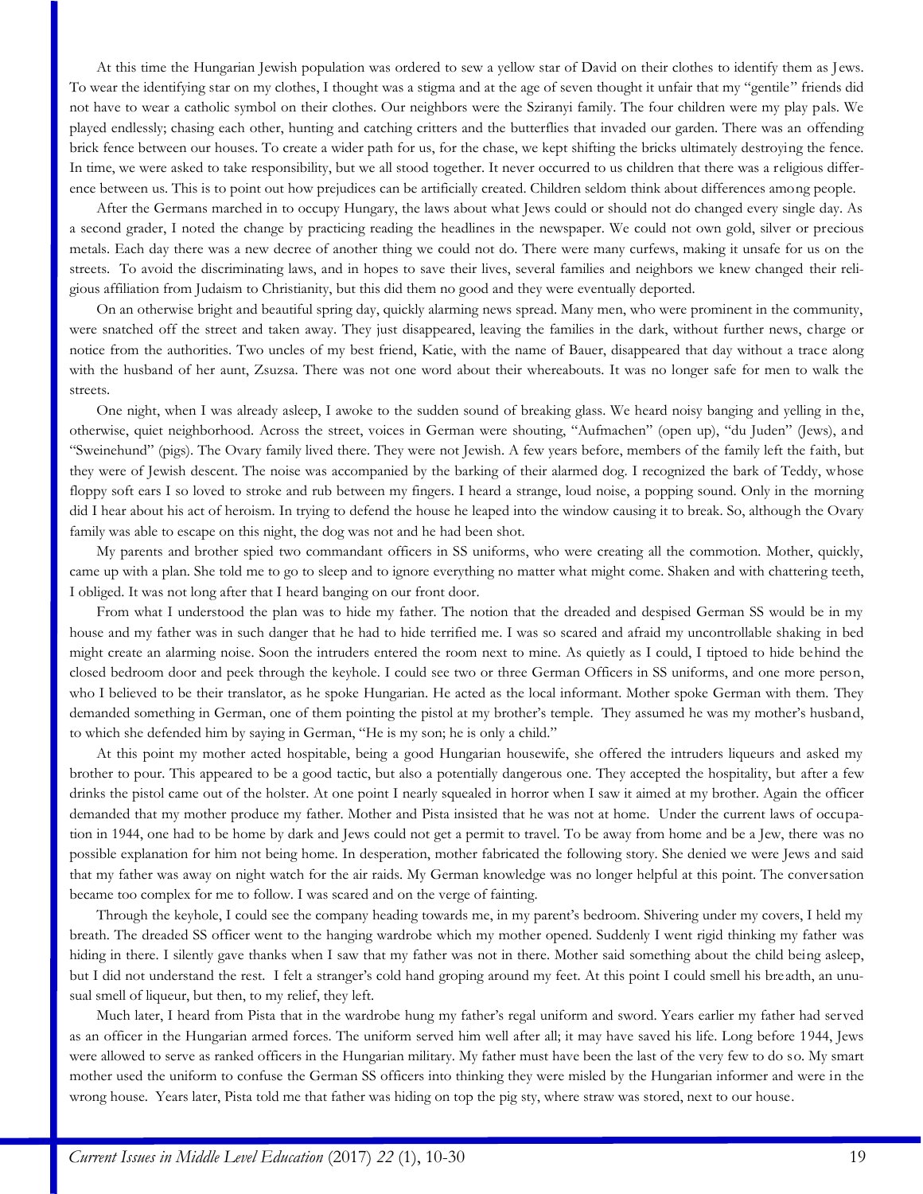At this time the Hungarian Jewish population was ordered to sew a yellow star of David on their clothes to identify them as Jews. To wear the identifying star on my clothes, I thought was a stigma and at the age of seven thought it unfair that my "gentile" friends did not have to wear a catholic symbol on their clothes. Our neighbors were the Sziranyi family. The four children were my play pals. We played endlessly; chasing each other, hunting and catching critters and the butterflies that invaded our garden. There was an offending brick fence between our houses. To create a wider path for us, for the chase, we kept shifting the bricks ultimately destroying the fence. In time, we were asked to take responsibility, but we all stood together. It never occurred to us children that there was a religious difference between us. This is to point out how prejudices can be artificially created. Children seldom think about differences among people.

After the Germans marched in to occupy Hungary, the laws about what Jews could or should not do changed every single day. As a second grader, I noted the change by practicing reading the headlines in the newspaper. We could not own gold, silver or precious metals. Each day there was a new decree of another thing we could not do. There were many curfews, making it unsafe for us on the streets. To avoid the discriminating laws, and in hopes to save their lives, several families and neighbors we knew changed their religious affiliation from Judaism to Christianity, but this did them no good and they were eventually deported.

On an otherwise bright and beautiful spring day, quickly alarming news spread. Many men, who were prominent in the community, were snatched off the street and taken away. They just disappeared, leaving the families in the dark, without further news, charge or notice from the authorities. Two uncles of my best friend, Katie, with the name of Bauer, disappeared that day without a trace along with the husband of her aunt, Zsuzsa. There was not one word about their whereabouts. It was no longer safe for men to walk the streets.

One night, when I was already asleep, I awoke to the sudden sound of breaking glass. We heard noisy banging and yelling in the, otherwise, quiet neighborhood. Across the street, voices in German were shouting, "Aufmachen" (open up), "du Juden" (Jews), and "Sweinehund" (pigs). The Ovary family lived there. They were not Jewish. A few years before, members of the family left the faith, but they were of Jewish descent. The noise was accompanied by the barking of their alarmed dog. I recognized the bark of Teddy, whose floppy soft ears I so loved to stroke and rub between my fingers. I heard a strange, loud noise, a popping sound. Only in the morning did I hear about his act of heroism. In trying to defend the house he leaped into the window causing it to break. So, although the Ovary family was able to escape on this night, the dog was not and he had been shot.

My parents and brother spied two commandant officers in SS uniforms, who were creating all the commotion. Mother, quickly, came up with a plan. She told me to go to sleep and to ignore everything no matter what might come. Shaken and with chattering teeth, I obliged. It was not long after that I heard banging on our front door.

From what I understood the plan was to hide my father. The notion that the dreaded and despised German SS would be in my house and my father was in such danger that he had to hide terrified me. I was so scared and afraid my uncontrollable shaking in bed might create an alarming noise. Soon the intruders entered the room next to mine. As quietly as I could, I tiptoed to hide behind the closed bedroom door and peek through the keyhole. I could see two or three German Officers in SS uniforms, and one more person, who I believed to be their translator, as he spoke Hungarian. He acted as the local informant. Mother spoke German with them. They demanded something in German, one of them pointing the pistol at my brother's temple. They assumed he was my mother's husband, to which she defended him by saying in German, "He is my son; he is only a child."

At this point my mother acted hospitable, being a good Hungarian housewife, she offered the intruders liqueurs and asked my brother to pour. This appeared to be a good tactic, but also a potentially dangerous one. They accepted the hospitality, but after a few drinks the pistol came out of the holster. At one point I nearly squealed in horror when I saw it aimed at my brother. Again the officer demanded that my mother produce my father. Mother and Pista insisted that he was not at home. Under the current laws of occupation in 1944, one had to be home by dark and Jews could not get a permit to travel. To be away from home and be a Jew, there was no possible explanation for him not being home. In desperation, mother fabricated the following story. She denied we were Jews and said that my father was away on night watch for the air raids. My German knowledge was no longer helpful at this point. The conversation became too complex for me to follow. I was scared and on the verge of fainting.

Through the keyhole, I could see the company heading towards me, in my parent's bedroom. Shivering under my covers, I held my breath. The dreaded SS officer went to the hanging wardrobe which my mother opened. Suddenly I went rigid thinking my father was hiding in there. I silently gave thanks when I saw that my father was not in there. Mother said something about the child being asleep, but I did not understand the rest. I felt a stranger's cold hand groping around my feet. At this point I could smell his breadth, an unusual smell of liqueur, but then, to my relief, they left.

Much later, I heard from Pista that in the wardrobe hung my father's regal uniform and sword. Years earlier my father had served as an officer in the Hungarian armed forces. The uniform served him well after all; it may have saved his life. Long before 1944, Jews were allowed to serve as ranked officers in the Hungarian military. My father must have been the last of the very few to do so. My smart mother used the uniform to confuse the German SS officers into thinking they were misled by the Hungarian informer and were in the wrong house. Years later, Pista told me that father was hiding on top the pig sty, where straw was stored, next to our house.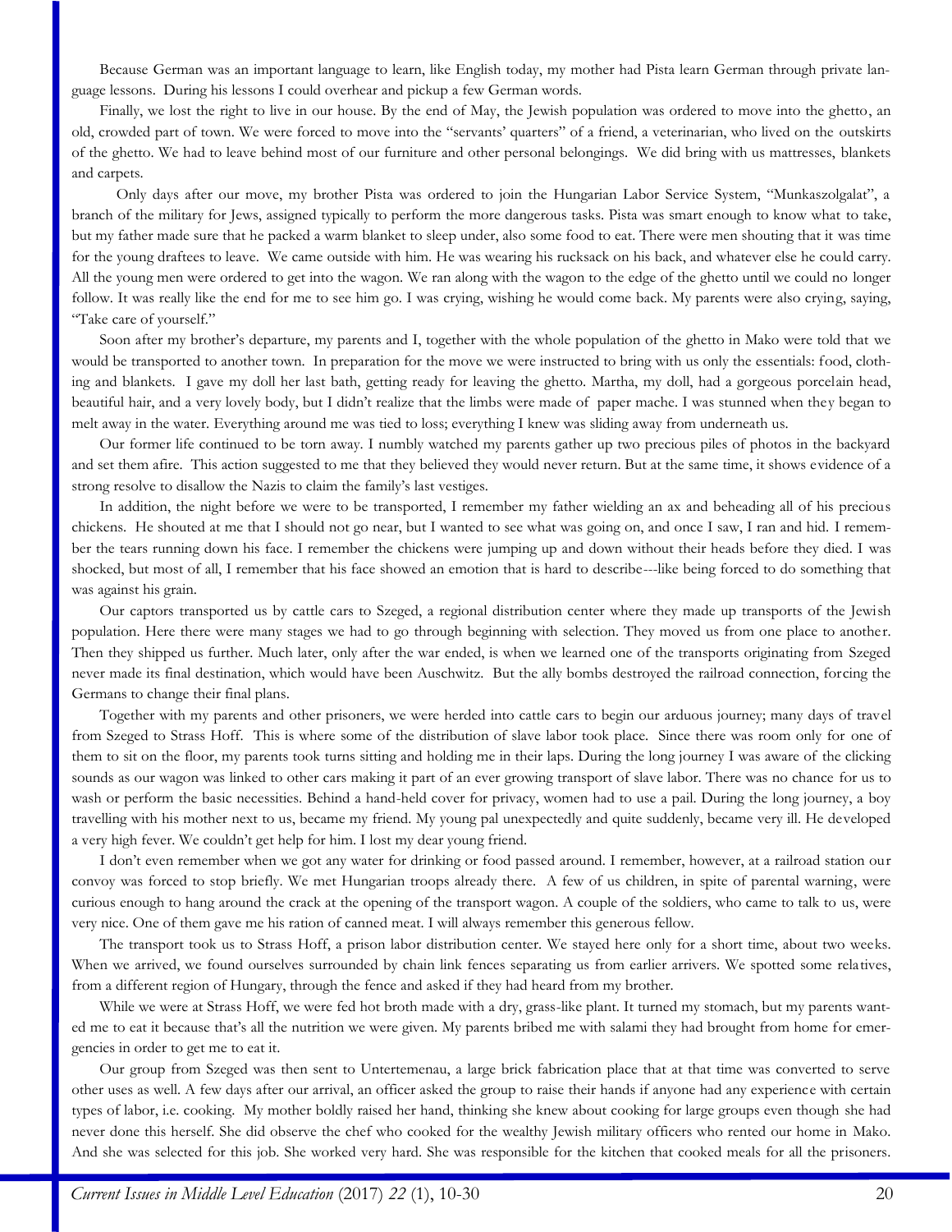Because German was an important language to learn, like English today, my mother had Pista learn German through private language lessons. During his lessons I could overhear and pickup a few German words.

Finally, we lost the right to live in our house. By the end of May, the Jewish population was ordered to move into the ghetto, an old, crowded part of town. We were forced to move into the "servants' quarters" of a friend, a veterinarian, who lived on the outskirts of the ghetto. We had to leave behind most of our furniture and other personal belongings. We did bring with us mattresses, blankets and carpets.

Only days after our move, my brother Pista was ordered to join the Hungarian Labor Service System, "Munkaszolgalat", a branch of the military for Jews, assigned typically to perform the more dangerous tasks. Pista was smart enough to know what to take, but my father made sure that he packed a warm blanket to sleep under, also some food to eat. There were men shouting that it was time for the young draftees to leave. We came outside with him. He was wearing his rucksack on his back, and whatever else he could carry. All the young men were ordered to get into the wagon. We ran along with the wagon to the edge of the ghetto until we could no longer follow. It was really like the end for me to see him go. I was crying, wishing he would come back. My parents were also crying, saying, "Take care of yourself."

Soon after my brother's departure, my parents and I, together with the whole population of the ghetto in Mako were told that we would be transported to another town. In preparation for the move we were instructed to bring with us only the essentials: food, clothing and blankets. I gave my doll her last bath, getting ready for leaving the ghetto. Martha, my doll, had a gorgeous porcelain head, beautiful hair, and a very lovely body, but I didn't realize that the limbs were made of paper mache. I was stunned when they began to melt away in the water. Everything around me was tied to loss; everything I knew was sliding away from underneath us.

Our former life continued to be torn away. I numbly watched my parents gather up two precious piles of photos in the backyard and set them afire. This action suggested to me that they believed they would never return. But at the same time, it shows evidence of a strong resolve to disallow the Nazis to claim the family's last vestiges.

In addition, the night before we were to be transported, I remember my father wielding an ax and beheading all of his precious chickens. He shouted at me that I should not go near, but I wanted to see what was going on, and once I saw, I ran and hid. I remember the tears running down his face. I remember the chickens were jumping up and down without their heads before they died. I was shocked, but most of all, I remember that his face showed an emotion that is hard to describe---like being forced to do something that was against his grain.

Our captors transported us by cattle cars to Szeged, a regional distribution center where they made up transports of the Jewish population. Here there were many stages we had to go through beginning with selection. They moved us from one place to another. Then they shipped us further. Much later, only after the war ended, is when we learned one of the transports originating from Szeged never made its final destination, which would have been Auschwitz. But the ally bombs destroyed the railroad connection, forcing the Germans to change their final plans.

Together with my parents and other prisoners, we were herded into cattle cars to begin our arduous journey; many days of travel from Szeged to Strass Hoff. This is where some of the distribution of slave labor took place. Since there was room only for one of them to sit on the floor, my parents took turns sitting and holding me in their laps. During the long journey I was aware of the clicking sounds as our wagon was linked to other cars making it part of an ever growing transport of slave labor. There was no chance for us to wash or perform the basic necessities. Behind a hand-held cover for privacy, women had to use a pail. During the long journey, a boy travelling with his mother next to us, became my friend. My young pal unexpectedly and quite suddenly, became very ill. He developed a very high fever. We couldn't get help for him. I lost my dear young friend.

I don't even remember when we got any water for drinking or food passed around. I remember, however, at a railroad station our convoy was forced to stop briefly. We met Hungarian troops already there. A few of us children, in spite of parental warning, were curious enough to hang around the crack at the opening of the transport wagon. A couple of the soldiers, who came to talk to us, were very nice. One of them gave me his ration of canned meat. I will always remember this generous fellow.

The transport took us to Strass Hoff, a prison labor distribution center. We stayed here only for a short time, about two weeks. When we arrived, we found ourselves surrounded by chain link fences separating us from earlier arrivers. We spotted some relatives, from a different region of Hungary, through the fence and asked if they had heard from my brother.

While we were at Strass Hoff, we were fed hot broth made with a dry, grass-like plant. It turned my stomach, but my parents wanted me to eat it because that's all the nutrition we were given. My parents bribed me with salami they had brought from home for emergencies in order to get me to eat it.

Our group from Szeged was then sent to Untertemenau, a large brick fabrication place that at that time was converted to serve other uses as well. A few days after our arrival, an officer asked the group to raise their hands if anyone had any experience with certain types of labor, i.e. cooking. My mother boldly raised her hand, thinking she knew about cooking for large groups even though she had never done this herself. She did observe the chef who cooked for the wealthy Jewish military officers who rented our home in Mako. And she was selected for this job. She worked very hard. She was responsible for the kitchen that cooked meals for all the prisoners.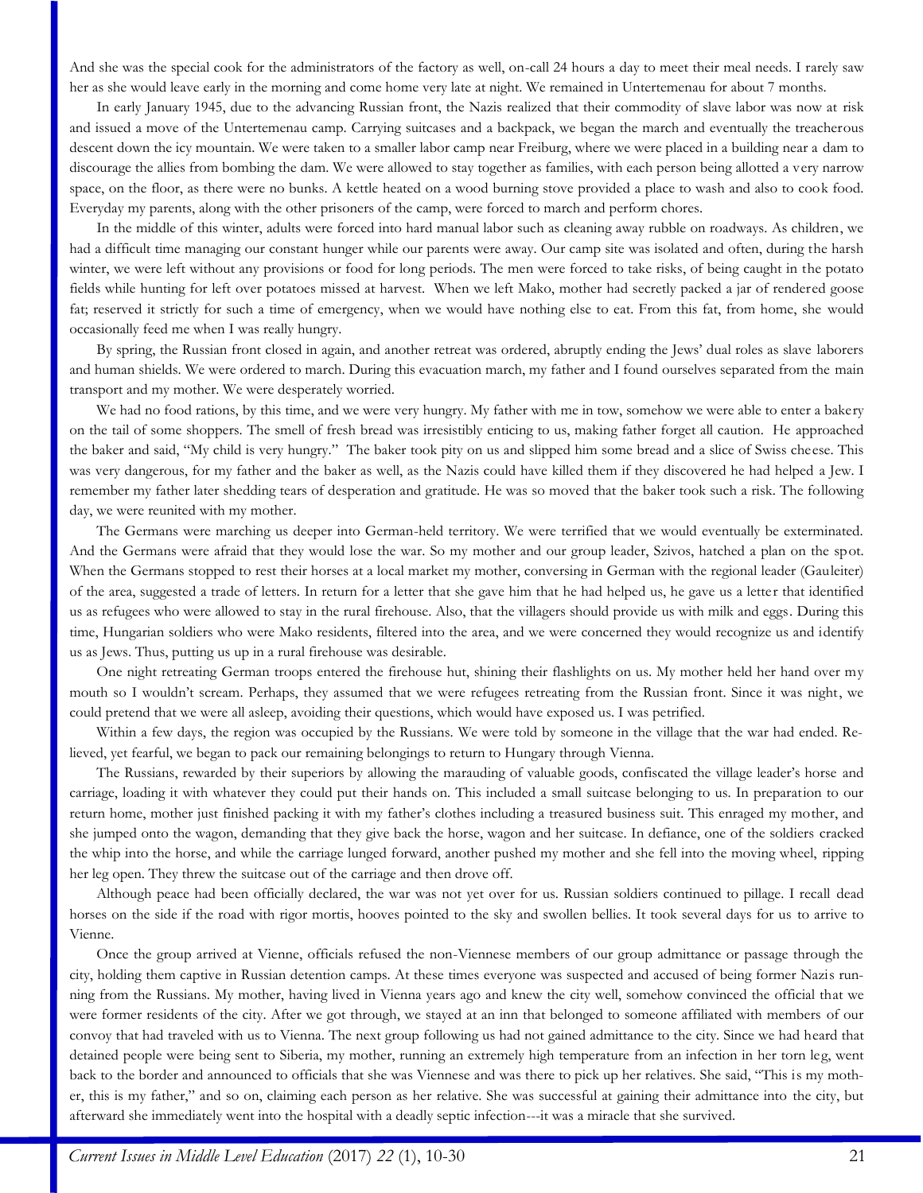And she was the special cook for the administrators of the factory as well, on-call 24 hours a day to meet their meal needs. I rarely saw her as she would leave early in the morning and come home very late at night. We remained in Untertemenau for about 7 months.

In early January 1945, due to the advancing Russian front, the Nazis realized that their commodity of slave labor was now at risk and issued a move of the Untertemenau camp. Carrying suitcases and a backpack, we began the march and eventually the treacherous descent down the icy mountain. We were taken to a smaller labor camp near Freiburg, where we were placed in a building near a dam to discourage the allies from bombing the dam. We were allowed to stay together as families, with each person being allotted a very narrow space, on the floor, as there were no bunks. A kettle heated on a wood burning stove provided a place to wash and also to cook food. Everyday my parents, along with the other prisoners of the camp, were forced to march and perform chores.

In the middle of this winter, adults were forced into hard manual labor such as cleaning away rubble on roadways. As children, we had a difficult time managing our constant hunger while our parents were away. Our camp site was isolated and often, during the harsh winter, we were left without any provisions or food for long periods. The men were forced to take risks, of being caught in the potato fields while hunting for left over potatoes missed at harvest. When we left Mako, mother had secretly packed a jar of rendered goose fat; reserved it strictly for such a time of emergency, when we would have nothing else to eat. From this fat, from home, she would occasionally feed me when I was really hungry.

By spring, the Russian front closed in again, and another retreat was ordered, abruptly ending the Jews' dual roles as slave laborers and human shields. We were ordered to march. During this evacuation march, my father and I found ourselves separated from the main transport and my mother. We were desperately worried.

We had no food rations, by this time, and we were very hungry. My father with me in tow, somehow we were able to enter a bakery on the tail of some shoppers. The smell of fresh bread was irresistibly enticing to us, making father forget all caution. He approached the baker and said, "My child is very hungry." The baker took pity on us and slipped him some bread and a slice of Swiss cheese. This was very dangerous, for my father and the baker as well, as the Nazis could have killed them if they discovered he had helped a Jew. I remember my father later shedding tears of desperation and gratitude. He was so moved that the baker took such a risk. The following day, we were reunited with my mother.

The Germans were marching us deeper into German-held territory. We were terrified that we would eventually be exterminated. And the Germans were afraid that they would lose the war. So my mother and our group leader, Szivos, hatched a plan on the spot. When the Germans stopped to rest their horses at a local market my mother, conversing in German with the regional leader (Gauleiter) of the area, suggested a trade of letters. In return for a letter that she gave him that he had helped us, he gave us a letter that identified us as refugees who were allowed to stay in the rural firehouse. Also, that the villagers should provide us with milk and eggs. During this time, Hungarian soldiers who were Mako residents, filtered into the area, and we were concerned they would recognize us and identify us as Jews. Thus, putting us up in a rural firehouse was desirable.

One night retreating German troops entered the firehouse hut, shining their flashlights on us. My mother held her hand over my mouth so I wouldn't scream. Perhaps, they assumed that we were refugees retreating from the Russian front. Since it was night, we could pretend that we were all asleep, avoiding their questions, which would have exposed us. I was petrified.

Within a few days, the region was occupied by the Russians. We were told by someone in the village that the war had ended. Relieved, yet fearful, we began to pack our remaining belongings to return to Hungary through Vienna.

The Russians, rewarded by their superiors by allowing the marauding of valuable goods, confiscated the village leader's horse and carriage, loading it with whatever they could put their hands on. This included a small suitcase belonging to us. In preparation to our return home, mother just finished packing it with my father's clothes including a treasured business suit. This enraged my mother, and she jumped onto the wagon, demanding that they give back the horse, wagon and her suitcase. In defiance, one of the soldiers cracked the whip into the horse, and while the carriage lunged forward, another pushed my mother and she fell into the moving wheel, ripping her leg open. They threw the suitcase out of the carriage and then drove off.

Although peace had been officially declared, the war was not yet over for us. Russian soldiers continued to pillage. I recall dead horses on the side if the road with rigor mortis, hooves pointed to the sky and swollen bellies. It took several days for us to arrive to Vienne.

Once the group arrived at Vienne, officials refused the non-Viennese members of our group admittance or passage through the city, holding them captive in Russian detention camps. At these times everyone was suspected and accused of being former Nazis running from the Russians. My mother, having lived in Vienna years ago and knew the city well, somehow convinced the official that we were former residents of the city. After we got through, we stayed at an inn that belonged to someone affiliated with members of our convoy that had traveled with us to Vienna. The next group following us had not gained admittance to the city. Since we had heard that detained people were being sent to Siberia, my mother, running an extremely high temperature from an infection in her torn leg, went back to the border and announced to officials that she was Viennese and was there to pick up her relatives. She said, "This is my mother, this is my father," and so on, claiming each person as her relative. She was successful at gaining their admittance into the city, but afterward she immediately went into the hospital with a deadly septic infection---it was a miracle that she survived.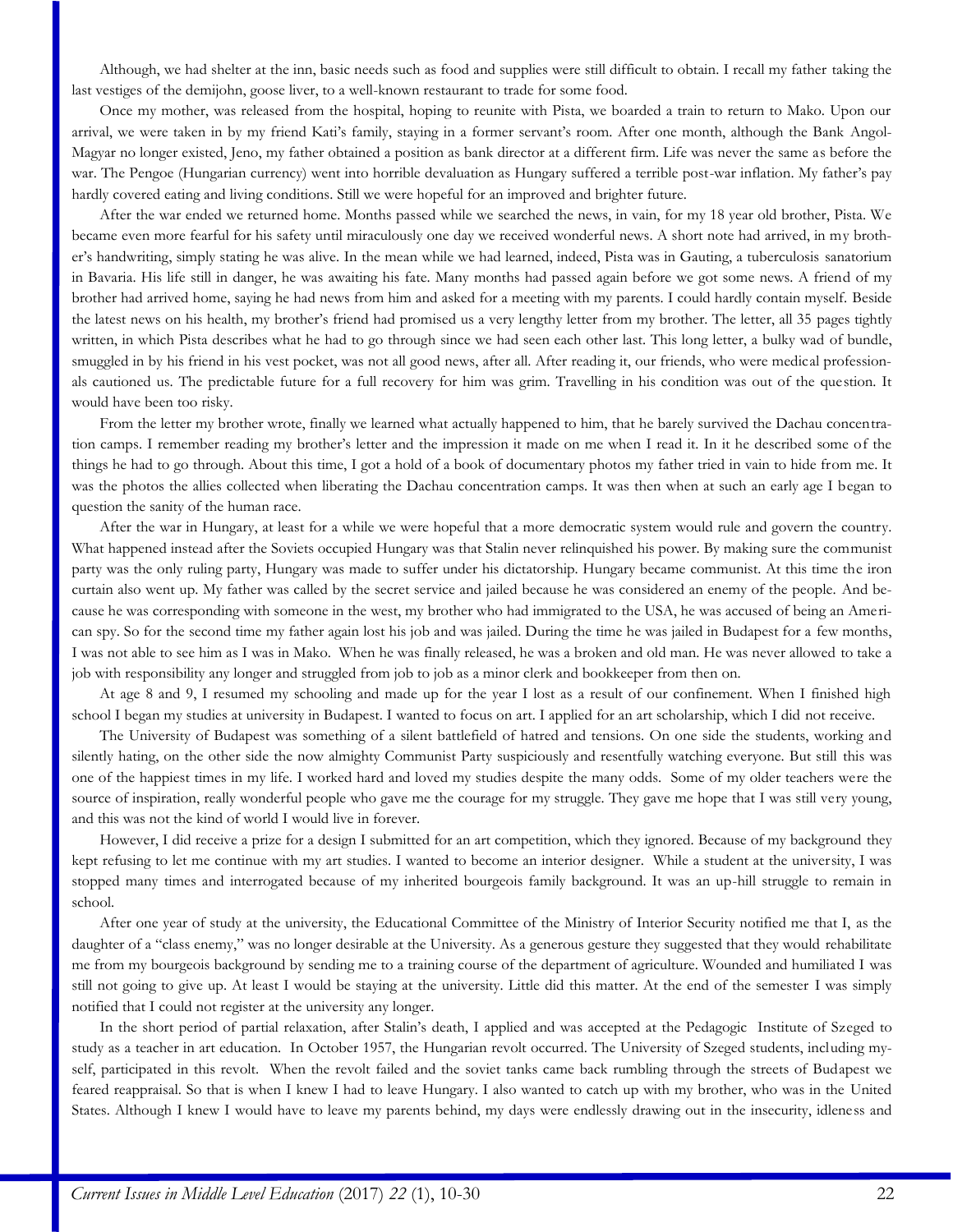Although, we had shelter at the inn, basic needs such as food and supplies were still difficult to obtain. I recall my father taking the last vestiges of the demijohn, goose liver, to a well-known restaurant to trade for some food.

Once my mother, was released from the hospital, hoping to reunite with Pista, we boarded a train to return to Mako. Upon our arrival, we were taken in by my friend Kati's family, staying in a former servant's room. After one month, although the Bank Angol-Magyar no longer existed, Jeno, my father obtained a position as bank director at a different firm. Life was never the same as before the war. The Pengoe (Hungarian currency) went into horrible devaluation as Hungary suffered a terrible post-war inflation. My father's pay hardly covered eating and living conditions. Still we were hopeful for an improved and brighter future.

After the war ended we returned home. Months passed while we searched the news, in vain, for my 18 year old brother, Pista. We became even more fearful for his safety until miraculously one day we received wonderful news. A short note had arrived, in my brother's handwriting, simply stating he was alive. In the mean while we had learned, indeed, Pista was in Gauting, a tuberculosis sanatorium in Bavaria. His life still in danger, he was awaiting his fate. Many months had passed again before we got some news. A friend of my brother had arrived home, saying he had news from him and asked for a meeting with my parents. I could hardly contain myself. Beside the latest news on his health, my brother's friend had promised us a very lengthy letter from my brother. The letter, all 35 pages tightly written, in which Pista describes what he had to go through since we had seen each other last. This long letter, a bulky wad of bundle, smuggled in by his friend in his vest pocket, was not all good news, after all. After reading it, our friends, who were medical professionals cautioned us. The predictable future for a full recovery for him was grim. Travelling in his condition was out of the question. It would have been too risky.

From the letter my brother wrote, finally we learned what actually happened to him, that he barely survived the Dachau concentration camps. I remember reading my brother's letter and the impression it made on me when I read it. In it he described some of the things he had to go through. About this time, I got a hold of a book of documentary photos my father tried in vain to hide from me. It was the photos the allies collected when liberating the Dachau concentration camps. It was then when at such an early age I began to question the sanity of the human race.

After the war in Hungary, at least for a while we were hopeful that a more democratic system would rule and govern the country. What happened instead after the Soviets occupied Hungary was that Stalin never relinquished his power. By making sure the communist party was the only ruling party, Hungary was made to suffer under his dictatorship. Hungary became communist. At this time the iron curtain also went up. My father was called by the secret service and jailed because he was considered an enemy of the people. And because he was corresponding with someone in the west, my brother who had immigrated to the USA, he was accused of being an American spy. So for the second time my father again lost his job and was jailed. During the time he was jailed in Budapest for a few months, I was not able to see him as I was in Mako. When he was finally released, he was a broken and old man. He was never allowed to take a job with responsibility any longer and struggled from job to job as a minor clerk and bookkeeper from then on.

At age 8 and 9, I resumed my schooling and made up for the year I lost as a result of our confinement. When I finished high school I began my studies at university in Budapest. I wanted to focus on art. I applied for an art scholarship, which I did not receive.

The University of Budapest was something of a silent battlefield of hatred and tensions. On one side the students, working and silently hating, on the other side the now almighty Communist Party suspiciously and resentfully watching everyone. But still this was one of the happiest times in my life. I worked hard and loved my studies despite the many odds. Some of my older teachers were the source of inspiration, really wonderful people who gave me the courage for my struggle. They gave me hope that I was still very young, and this was not the kind of world I would live in forever.

However, I did receive a prize for a design I submitted for an art competition, which they ignored. Because of my background they kept refusing to let me continue with my art studies. I wanted to become an interior designer. While a student at the university, I was stopped many times and interrogated because of my inherited bourgeois family background. It was an up-hill struggle to remain in school.

After one year of study at the university, the Educational Committee of the Ministry of Interior Security notified me that I, as the daughter of a "class enemy," was no longer desirable at the University. As a generous gesture they suggested that they would rehabilitate me from my bourgeois background by sending me to a training course of the department of agriculture. Wounded and humiliated I was still not going to give up. At least I would be staying at the university. Little did this matter. At the end of the semester I was simply notified that I could not register at the university any longer.

In the short period of partial relaxation, after Stalin's death, I applied and was accepted at the Pedagogic Institute of Szeged to study as a teacher in art education. In October 1957, the Hungarian revolt occurred. The University of Szeged students, including myself, participated in this revolt. When the revolt failed and the soviet tanks came back rumbling through the streets of Budapest we feared reappraisal. So that is when I knew I had to leave Hungary. I also wanted to catch up with my brother, who was in the United States. Although I knew I would have to leave my parents behind, my days were endlessly drawing out in the insecurity, idleness and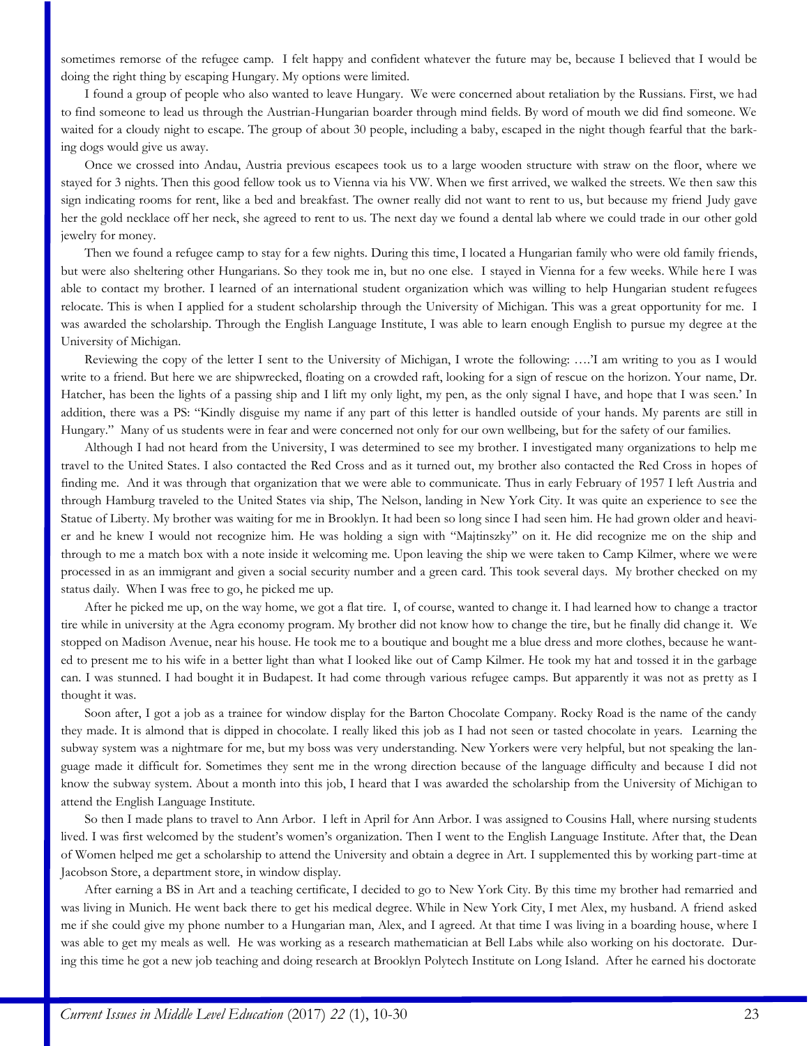sometimes remorse of the refugee camp. I felt happy and confident whatever the future may be, because I believed that I would be doing the right thing by escaping Hungary. My options were limited.

I found a group of people who also wanted to leave Hungary. We were concerned about retaliation by the Russians. First, we had to find someone to lead us through the Austrian-Hungarian boarder through mind fields. By word of mouth we did find someone. We waited for a cloudy night to escape. The group of about 30 people, including a baby, escaped in the night though fearful that the barking dogs would give us away.

Once we crossed into Andau, Austria previous escapees took us to a large wooden structure with straw on the floor, where we stayed for 3 nights. Then this good fellow took us to Vienna via his VW. When we first arrived, we walked the streets. We then saw this sign indicating rooms for rent, like a bed and breakfast. The owner really did not want to rent to us, but because my friend Judy gave her the gold necklace off her neck, she agreed to rent to us. The next day we found a dental lab where we could trade in our other gold jewelry for money.

Then we found a refugee camp to stay for a few nights. During this time, I located a Hungarian family who were old family friends, but were also sheltering other Hungarians. So they took me in, but no one else. I stayed in Vienna for a few weeks. While here I was able to contact my brother. I learned of an international student organization which was willing to help Hungarian student refugees relocate. This is when I applied for a student scholarship through the University of Michigan. This was a great opportunity for me. I was awarded the scholarship. Through the English Language Institute, I was able to learn enough English to pursue my degree at the University of Michigan.

Reviewing the copy of the letter I sent to the University of Michigan, I wrote the following: ….'I am writing to you as I would write to a friend. But here we are shipwrecked, floating on a crowded raft, looking for a sign of rescue on the horizon. Your name, Dr. Hatcher, has been the lights of a passing ship and I lift my only light, my pen, as the only signal I have, and hope that I was seen.' In addition, there was a PS: "Kindly disguise my name if any part of this letter is handled outside of your hands. My parents are still in Hungary." Many of us students were in fear and were concerned not only for our own wellbeing, but for the safety of our families.

Although I had not heard from the University, I was determined to see my brother. I investigated many organizations to help me travel to the United States. I also contacted the Red Cross and as it turned out, my brother also contacted the Red Cross in hopes of finding me. And it was through that organization that we were able to communicate. Thus in early February of 1957 I left Austria and through Hamburg traveled to the United States via ship, The Nelson, landing in New York City. It was quite an experience to see the Statue of Liberty. My brother was waiting for me in Brooklyn. It had been so long since I had seen him. He had grown older and heavier and he knew I would not recognize him. He was holding a sign with "Majtinszky" on it. He did recognize me on the ship and through to me a match box with a note inside it welcoming me. Upon leaving the ship we were taken to Camp Kilmer, where we were processed in as an immigrant and given a social security number and a green card. This took several days. My brother checked on my status daily. When I was free to go, he picked me up.

After he picked me up, on the way home, we got a flat tire. I, of course, wanted to change it. I had learned how to change a tractor tire while in university at the Agra economy program. My brother did not know how to change the tire, but he finally did change it. We stopped on Madison Avenue, near his house. He took me to a boutique and bought me a blue dress and more clothes, because he wanted to present me to his wife in a better light than what I looked like out of Camp Kilmer. He took my hat and tossed it in the garbage can. I was stunned. I had bought it in Budapest. It had come through various refugee camps. But apparently it was not as pretty as I thought it was.

Soon after, I got a job as a trainee for window display for the Barton Chocolate Company. Rocky Road is the name of the candy they made. It is almond that is dipped in chocolate. I really liked this job as I had not seen or tasted chocolate in years. Learning the subway system was a nightmare for me, but my boss was very understanding. New Yorkers were very helpful, but not speaking the language made it difficult for. Sometimes they sent me in the wrong direction because of the language difficulty and because I did not know the subway system. About a month into this job, I heard that I was awarded the scholarship from the University of Michigan to attend the English Language Institute.

So then I made plans to travel to Ann Arbor. I left in April for Ann Arbor. I was assigned to Cousins Hall, where nursing students lived. I was first welcomed by the student's women's organization. Then I went to the English Language Institute. After that, the Dean of Women helped me get a scholarship to attend the University and obtain a degree in Art. I supplemented this by working part-time at Jacobson Store, a department store, in window display.

After earning a BS in Art and a teaching certificate, I decided to go to New York City. By this time my brother had remarried and was living in Munich. He went back there to get his medical degree. While in New York City, I met Alex, my husband. A friend asked me if she could give my phone number to a Hungarian man, Alex, and I agreed. At that time I was living in a boarding house, where I was able to get my meals as well. He was working as a research mathematician at Bell Labs while also working on his doctorate. During this time he got a new job teaching and doing research at Brooklyn Polytech Institute on Long Island. After he earned his doctorate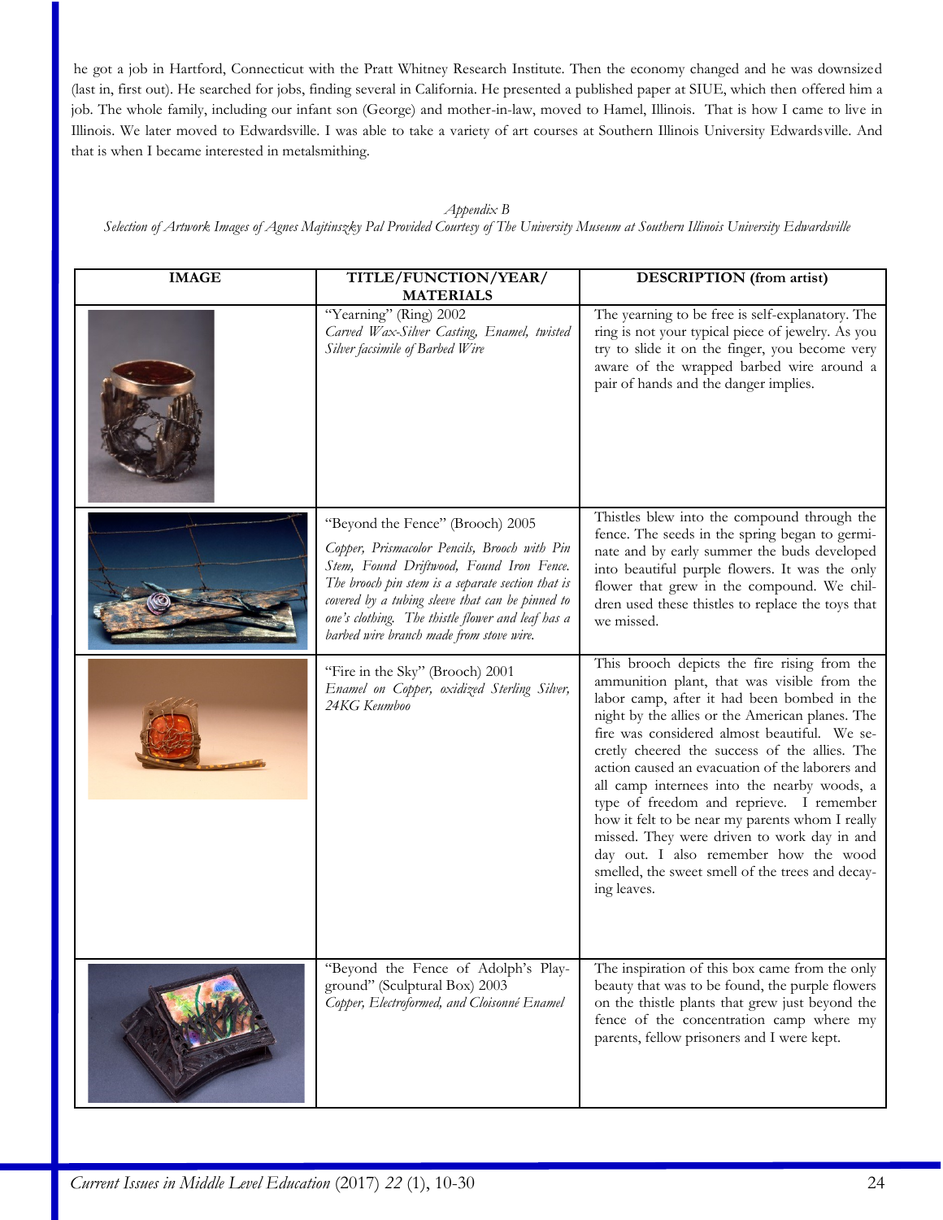he got a job in Hartford, Connecticut with the Pratt Whitney Research Institute. Then the economy changed and he was downsized (last in, first out). He searched for jobs, finding several in California. He presented a published paper at SIUE, which then offered him a job. The whole family, including our infant son (George) and mother-in-law, moved to Hamel, Illinois. That is how I came to live in Illinois. We later moved to Edwardsville. I was able to take a variety of art courses at Southern Illinois University Edwardsville. And that is when I became interested in metalsmithing.

*Appendix B*

*Selection of Artwork Images of Agnes Majtinszky Pal Provided Courtesy of The University Museum at Southern Illinois University Edwardsville*

| IMAGE | TITLE/FUNCTION/YEAR/ MATERIALS | DESCRIPTION (from artist) |
|---|---|---|
| | "Yearning" (Ring) 2002 *Carved Wax-Silver Casting, Enamel, twisted Silver facsimile of Barbed Wire* | The yearning to be free is self-explanatory. The ring is not your typical piece of jewelry. As you try to slide it on the finger, you become very aware of the wrapped barbed wire around a pair of hands and the danger implies. |
| | "Beyond the Fence" (Brooch) 2005 *Copper, Prismacolor Pencils, Brooch with Pin Stem, Found Driftwood, Found Iron Fence. The brooch pin stem is a separate section that is covered by a tubing sleeve that can be pinned to one's clothing. The thistle flower and leaf has a barbed wire branch made from stove wire.* | Thistles blew into the compound through the fence. The seeds in the spring began to germinate and by early summer the buds developed into beautiful purple flowers. It was the only flower that grew in the compound. We children used these thistles to replace the toys that we missed. |
| | "Fire in the Sky" (Brooch) 2001 *Enamel on Copper, oxidized Sterling Silver, 24KG Keumboo* | This brooch depicts the fire rising from the ammunition plant, that was visible from the labor camp, after it had been bombed in the night by the allies or the American planes. The fire was considered almost beautiful. We secretly cheered the success of the allies. The action caused an evacuation of the laborers and all camp internees into the nearby woods, a type of freedom and reprieve. I remember how it felt to be near my parents whom I really missed. They were driven to work day in and day out. I also remember how the wood smelled, the sweet smell of the trees and decaying leaves. |
| | "Beyond the Fence of Adolph's Playground" (Sculptural Box) 2003 *Copper, Electroformed, and Cloisonné Enamel* | The inspiration of this box came from the only beauty that was to be found, the purple flowers on the thistle plants that grew just beyond the fence of the concentration camp where my parents, fellow prisoners and I were kept. |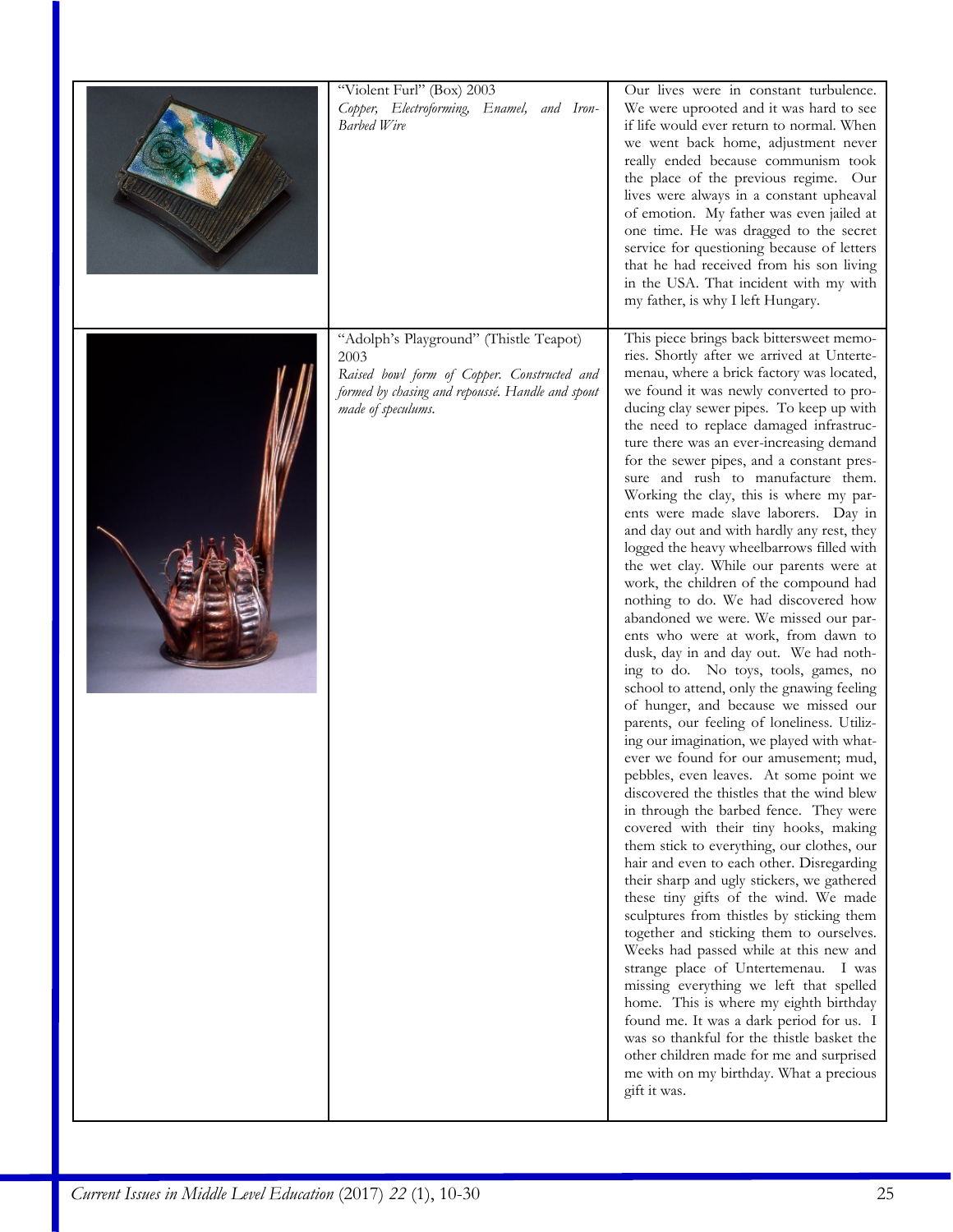| | | |
|---|---|---|
| | "Violent Furl" (Box) 2003<br>*Copper, Electroforming, Enamel, and Iron-Barbed Wire* | Our lives were in constant turbulence. We were uprooted and it was hard to see if life would ever return to normal. When we went back home, adjustment never really ended because communism took the place of the previous regime. Our lives were always in a constant upheaval of emotion. My father was even jailed at one time. He was dragged to the secret service for questioning because of letters that he had received from his son living in the USA. That incident with my with my father, is why I left Hungary. |
| | "Adolph's Playground" (Thistle Teapot) 2003<br>*Raised bowl form of Copper. Constructed and formed by chasing and repoussé. Handle and spout made of speculums.* | This piece brings back bittersweet memories. Shortly after we arrived at Untertemenau, where a brick factory was located, we found it was newly converted to producing clay sewer pipes. To keep up with the need to replace damaged infrastructure there was an ever-increasing demand for the sewer pipes, and a constant pressure and rush to manufacture them. Working the clay, this is where my parents were made slave laborers. Day in and day out and with hardly any rest, they logged the heavy wheelbarrows filled with the wet clay. While our parents were at work, the children of the compound had nothing to do. We had discovered how abandoned we were. We missed our parents who were at work, from dawn to dusk, day in and day out. We had nothing to do. No toys, tools, games, no school to attend, only the gnawing feeling of hunger, and because we missed our parents, our feeling of loneliness. Utilizing our imagination, we played with whatever we found for our amusement; mud, pebbles, even leaves. At some point we discovered the thistles that the wind blew in through the barbed fence. They were covered with their tiny hooks, making them stick to everything, our clothes, our hair and even to each other. Disregarding their sharp and ugly stickers, we gathered these tiny gifts of the wind. We made sculptures from thistles by sticking them together and sticking them to ourselves. Weeks had passed while at this new and strange place of Untertemenau. I was missing everything we left that spelled home. This is where my eighth birthday found me. It was a dark period for us. I was so thankful for the thistle basket the other children made for me and surprised me with on my birthday. What a precious gift it was. |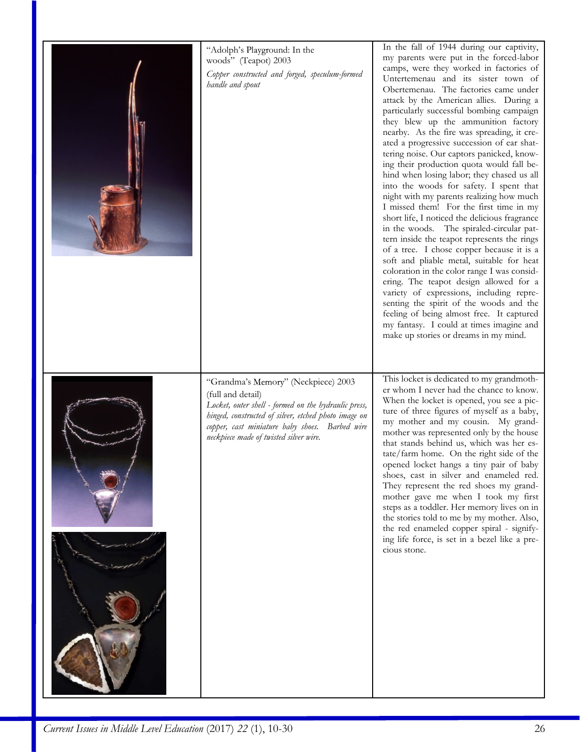| | | |
|---|---|---|
| | "Adolph's Playground: In the woods" (Teapot) 2003<br>*Copper constructed and forged, speculum-formed handle and spout* | In the fall of 1944 during our captivity, my parents were put in the forced-labor camps, were they worked in factories of Untertemenau and its sister town of Obertemenau. The factories came under attack by the American allies. During a particularly successful bombing campaign they blew up the ammunition factory nearby. As the fire was spreading, it created a progressive succession of ear shattering noise. Our captors panicked, knowing their production quota would fall behind when losing labor; they chased us all into the woods for safety. I spent that night with my parents realizing how much I missed them! For the first time in my short life, I noticed the delicious fragrance in the woods. The spiraled-circular pattern inside the teapot represents the rings of a tree. I chose copper because it is a soft and pliable metal, suitable for heat coloration in the color range I was considering. The teapot design allowed for a variety of expressions, including representing the spirit of the woods and the feeling of being almost free. It captured my fantasy. I could at times imagine and make up stories or dreams in my mind. |
| | "Grandma's Memory" (Neckpiece) 2003 (full and detail)<br>*Locket, outer shell - formed on the hydraulic press, hinged, constructed of silver, etched photo image on copper, cast miniature baby shoes. Barbed wire neckpiece made of twisted silver wire.* | This locket is dedicated to my grandmother whom I never had the chance to know. When the locket is opened, you see a picture of three figures of myself as a baby, my mother and my cousin. My grandmother was represented only by the house that stands behind us, which was her estate/farm home. On the right side of the opened locket hangs a tiny pair of baby shoes, cast in silver and enameled red. They represent the red shoes my grandmother gave me when I took my first steps as a toddler. Her memory lives on in the stories told to me by my mother. Also, the red enameled copper spiral - signifying life force, is set in a bezel like a precious stone. |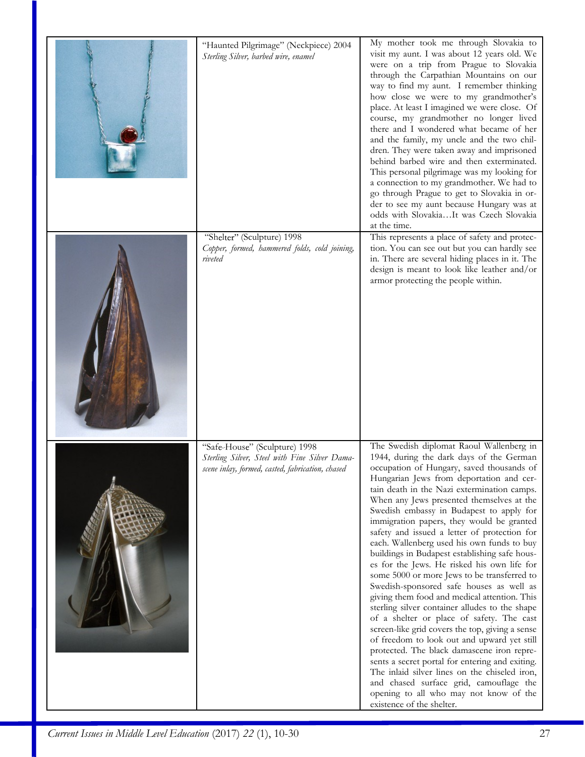| | | |
|---|---|---|
| | "Haunted Pilgrimage" (Neckpiece) 2004 *Sterling Silver, barbed wire, enamel* | My mother took me through Slovakia to visit my aunt. I was about 12 years old. We were on a trip from Prague to Slovakia through the Carpathian Mountains on our way to find my aunt. I remember thinking how close we were to my grandmother's place. At least I imagined we were close. Of course, my grandmother no longer lived there and I wondered what became of her and the family, my uncle and the two children. They were taken away and imprisoned behind barbed wire and then exterminated. This personal pilgrimage was my looking for a connection to my grandmother. We had to go through Prague to get to Slovakia in order to see my aunt because Hungary was at odds with Slovakia…It was Czech Slovakia at the time. |
| | "Shelter" (Sculpture) 1998 *Copper, formed, hammered folds, cold joining, riveted* | This represents a place of safety and protection. You can see out but you can hardly see in. There are several hiding places in it. The design is meant to look like leather and/or armor protecting the people within. |
| | "Safe-House" (Sculpture) 1998 *Sterling Silver, Steel with Fine Silver Damascene inlay, formed, casted, fabrication, chased* | The Swedish diplomat Raoul Wallenberg in 1944, during the dark days of the German occupation of Hungary, saved thousands of Hungarian Jews from deportation and certain death in the Nazi extermination camps. When any Jews presented themselves at the Swedish embassy in Budapest to apply for immigration papers, they would be granted safety and issued a letter of protection for each. Wallenberg used his own funds to buy buildings in Budapest establishing safe houses for the Jews. He risked his own life for some 5000 or more Jews to be transferred to Swedish-sponsored safe houses as well as giving them food and medical attention. This sterling silver container alludes to the shape of a shelter or place of safety. The cast screen-like grid covers the top, giving a sense of freedom to look out and upward yet still protected. The black damascene iron represents a secret portal for entering and exiting. The inlaid silver lines on the chiseled iron, and chased surface grid, camouflage the opening to all who may not know of the existence of the shelter. |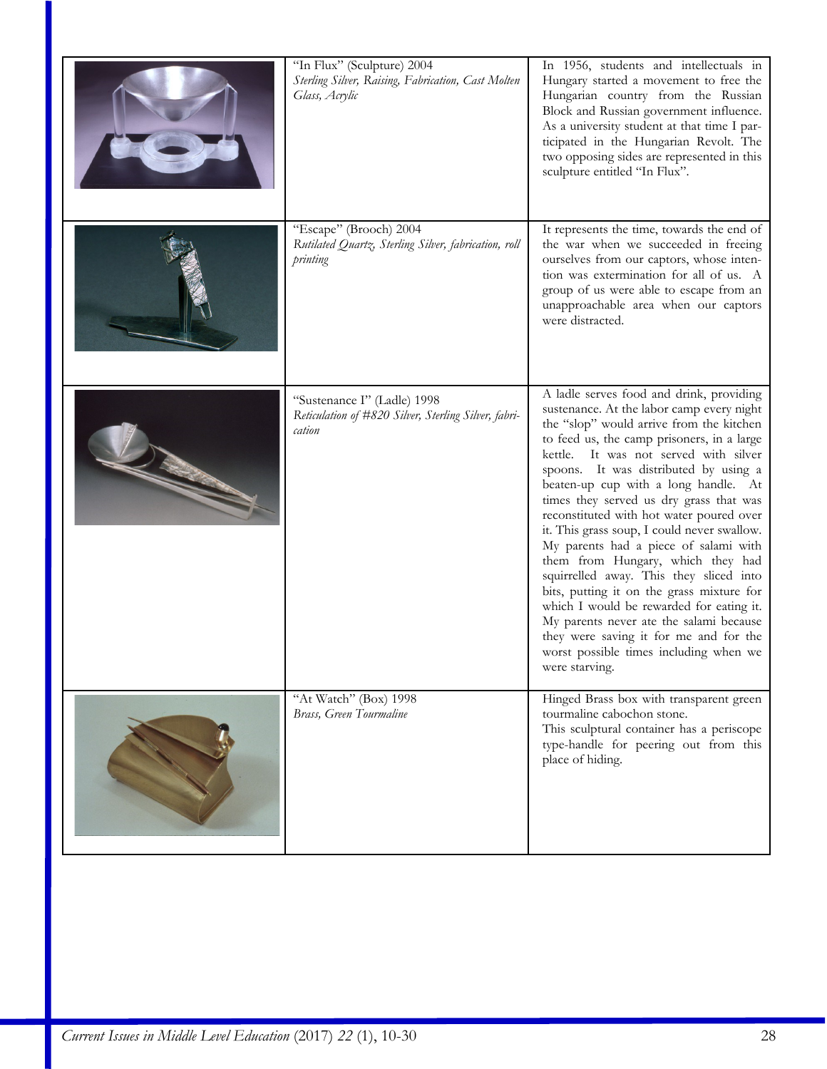| | | |
|---|---|---|
| | "In Flux" (Sculpture) 2004<br>*Sterling Silver, Raising, Fabrication, Cast Molten Glass, Acrylic* | In 1956, students and intellectuals in Hungary started a movement to free the Hungarian country from the Russian Block and Russian government influence. As a university student at that time I participated in the Hungarian Revolt. The two opposing sides are represented in this sculpture entitled "In Flux". |
| | "Escape" (Brooch) 2004<br>*Rutilated Quartz, Sterling Silver, fabrication, roll printing* | It represents the time, towards the end of the war when we succeeded in freeing ourselves from our captors, whose intention was extermination for all of us. A group of us were able to escape from an unapproachable area when our captors were distracted. |
| | "Sustenance I" (Ladle) 1998<br>*Reticulation of #820 Silver, Sterling Silver, fabrication* | A ladle serves food and drink, providing sustenance. At the labor camp every night the "slop" would arrive from the kitchen to feed us, the camp prisoners, in a large kettle. It was not served with silver spoons. It was distributed by using a beaten-up cup with a long handle. At times they served us dry grass that was reconstituted with hot water poured over it. This grass soup, I could never swallow. My parents had a piece of salami with them from Hungary, which they had squirrelled away. This they sliced into bits, putting it on the grass mixture for which I would be rewarded for eating it. My parents never ate the salami because they were saving it for me and for the worst possible times including when we were starving. |
| | "At Watch" (Box) 1998<br>*Brass, Green Tourmaline* | Hinged Brass box with transparent green tourmaline cabochon stone.<br>This sculptural container has a periscope type-handle for peering out from this place of hiding. |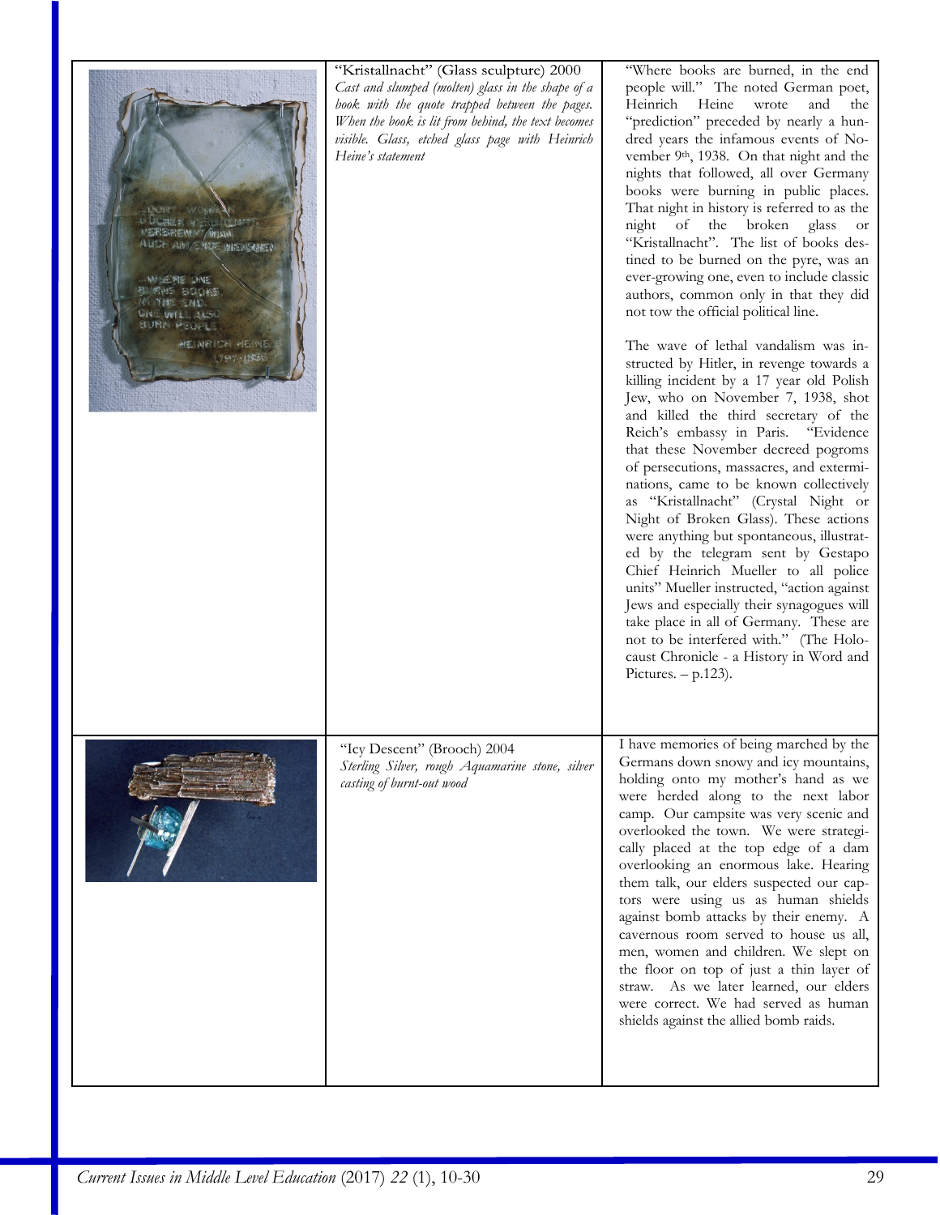| | | |
|---|---|---|
| | "Kristallnacht" (Glass sculpture) 2000<br>*Cast and slumped (molten) glass in the shape of a book with the quote trapped between the pages. When the book is lit from behind, the text becomes visible. Glass, etched glass page with Heinrich Heine's statement* | "Where books are burned, in the end people will." The noted German poet, Heinrich Heine wrote and the "prediction" preceded by nearly a hundred years the infamous events of November 9th, 1938. On that night and the nights that followed, all over Germany books were burning in public places. That night in history is referred to as the night of the broken glass or "Kristallnacht". The list of books destined to be burned on the pyre, was an ever-growing one, even to include classic authors, common only in that they did not tow the official political line.<br><br>The wave of lethal vandalism was instructed by Hitler, in revenge towards a killing incident by a 17 year old Polish Jew, who on November 7, 1938, shot and killed the third secretary of the Reich's embassy in Paris. "Evidence that these November decreed pogroms of persecutions, massacres, and exterminations, came to be known collectively as "Kristallnacht" (Crystal Night or Night of Broken Glass). These actions were anything but spontaneous, illustrated by the telegram sent by Gestapo Chief Heinrich Mueller to all police units" Mueller instructed, "action against Jews and especially their synagogues will take place in all of Germany. These are not to be interfered with." (The Holocaust Chronicle - a History in Word and Pictures. – p.123). |
| | "Icy Descent" (Brooch) 2004<br>*Sterling Silver, rough Aquamarine stone, silver casting of burnt-out wood* | I have memories of being marched by the Germans down snowy and icy mountains, holding onto my mother's hand as we were herded along to the next labor camp. Our campsite was very scenic and overlooked the town. We were strategically placed at the top edge of a dam overlooking an enormous lake. Hearing them talk, our elders suspected our captors were using us as human shields against bomb attacks by their enemy. A cavernous room served to house us all, men, women and children. We slept on the floor on top of just a thin layer of straw. As we later learned, our elders were correct. We had served as human shields against the allied bomb raids. |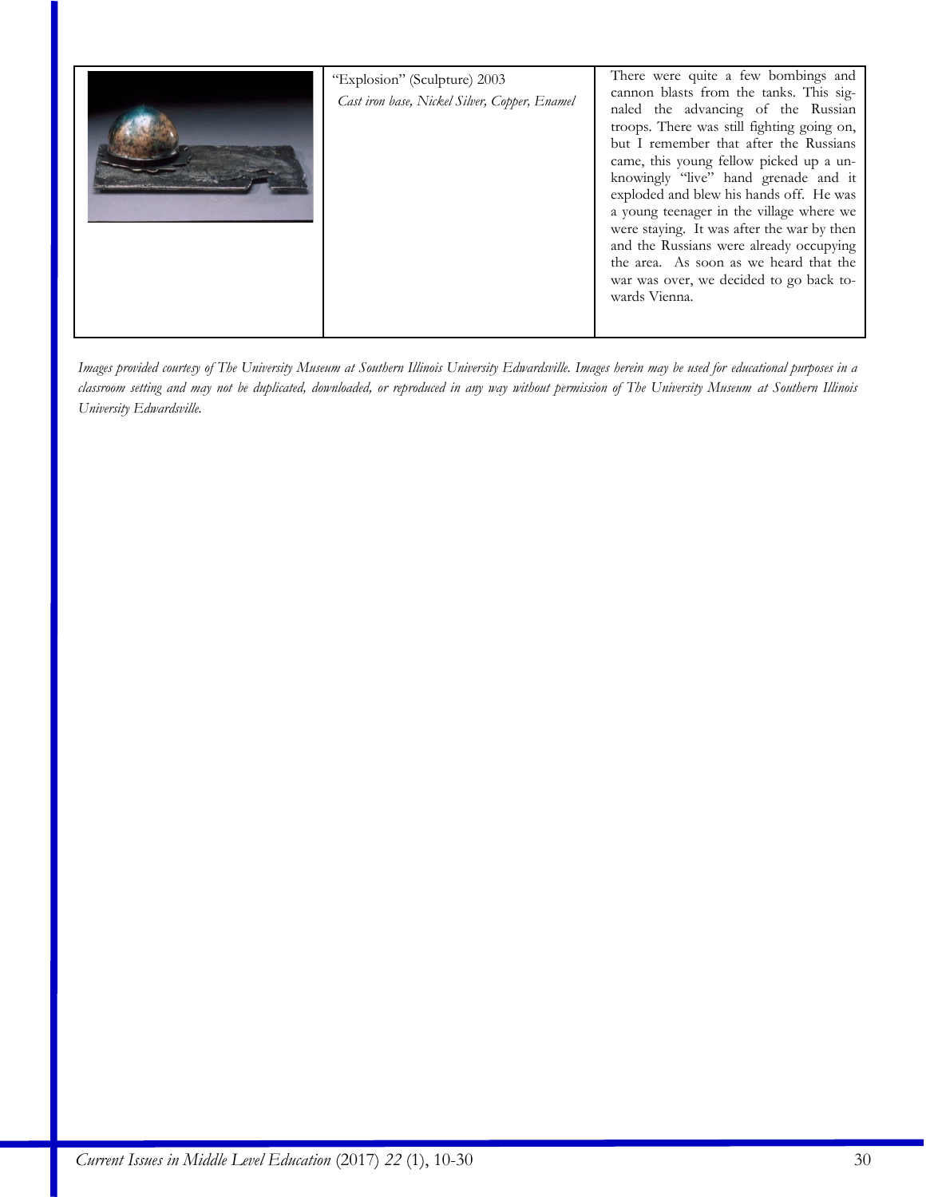| | | |
|---|---|---|
| | "Explosion" (Sculpture) 2003 *Cast iron base, Nickel Silver, Copper, Enamel* | There were quite a few bombings and cannon blasts from the tanks. This signaled the advancing of the Russian troops. There was still fighting going on, but I remember that after the Russians came, this young fellow picked up a unknowingly "live" hand grenade and it exploded and blew his hands off. He was a young teenager in the village where we were staying. It was after the war by then and the Russians were already occupying the area. As soon as we heard that the war was over, we decided to go back towards Vienna. |

*Images provided courtesy of The University Museum at Southern Illinois University Edwardsville. Images herein may be used for educational purposes in a classroom setting and may not be duplicated, downloaded, or reproduced in any way without permission of The University Museum at Southern Illinois University Edwardsville.*